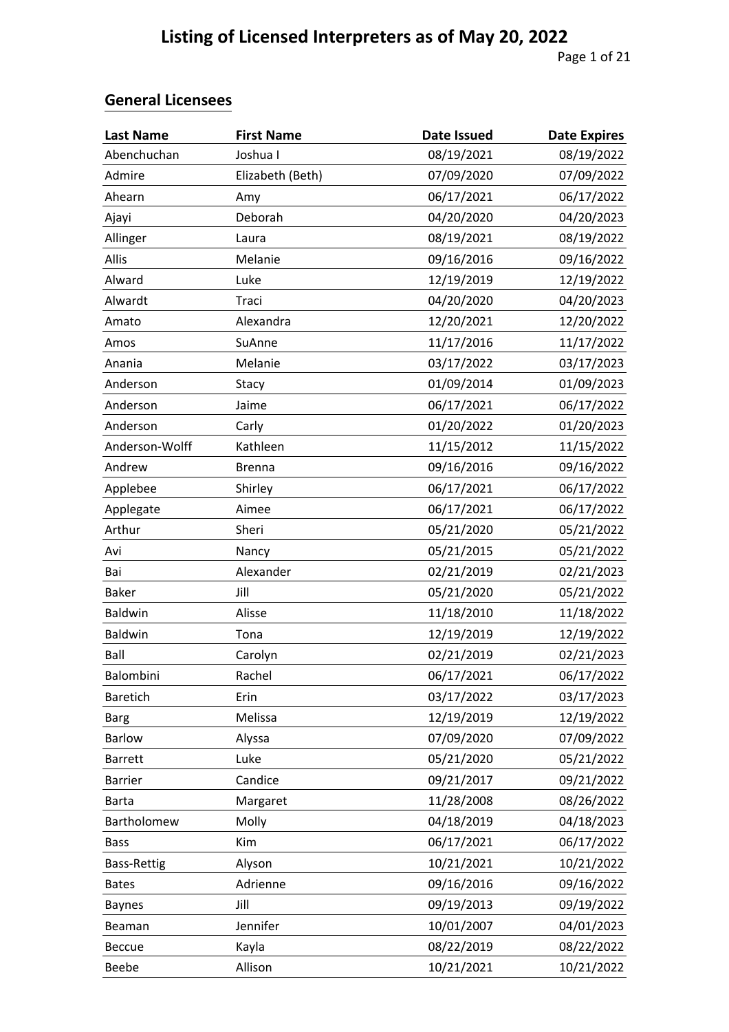# Listing of Licensed Interpreters as of May 20, 2022

## General Licensees

| Last Name | First Name | Date Issued | Date Expires |
|---|---|---|---|
| Abenchuchan | Joshua I | 08/19/2021 | 08/19/2022 |
| Admire | Elizabeth (Beth) | 07/09/2020 | 07/09/2022 |
| Ahearn | Amy | 06/17/2021 | 06/17/2022 |
| Ajayi | Deborah | 04/20/2020 | 04/20/2023 |
| Allinger | Laura | 08/19/2021 | 08/19/2022 |
| Allis | Melanie | 09/16/2016 | 09/16/2022 |
| Alward | Luke | 12/19/2019 | 12/19/2022 |
| Alwardt | Traci | 04/20/2020 | 04/20/2023 |
| Amato | Alexandra | 12/20/2021 | 12/20/2022 |
| Amos | SuAnne | 11/17/2016 | 11/17/2022 |
| Anania | Melanie | 03/17/2022 | 03/17/2023 |
| Anderson | Stacy | 01/09/2014 | 01/09/2023 |
| Anderson | Jaime | 06/17/2021 | 06/17/2022 |
| Anderson | Carly | 01/20/2022 | 01/20/2023 |
| Anderson-Wolff | Kathleen | 11/15/2012 | 11/15/2022 |
| Andrew | Brenna | 09/16/2016 | 09/16/2022 |
| Applebee | Shirley | 06/17/2021 | 06/17/2022 |
| Applegate | Aimee | 06/17/2021 | 06/17/2022 |
| Arthur | Sheri | 05/21/2020 | 05/21/2022 |
| Avi | Nancy | 05/21/2015 | 05/21/2022 |
| Bai | Alexander | 02/21/2019 | 02/21/2023 |
| Baker | Jill | 05/21/2020 | 05/21/2022 |
| Baldwin | Alisse | 11/18/2010 | 11/18/2022 |
| Baldwin | Tona | 12/19/2019 | 12/19/2022 |
| Ball | Carolyn | 02/21/2019 | 02/21/2023 |
| Balombini | Rachel | 06/17/2021 | 06/17/2022 |
| Baretich | Erin | 03/17/2022 | 03/17/2023 |
| Barg | Melissa | 12/19/2019 | 12/19/2022 |
| Barlow | Alyssa | 07/09/2020 | 07/09/2022 |
| Barrett | Luke | 05/21/2020 | 05/21/2022 |
| Barrier | Candice | 09/21/2017 | 09/21/2022 |
| Barta | Margaret | 11/28/2008 | 08/26/2022 |
| Bartholomew | Molly | 04/18/2019 | 04/18/2023 |
| Bass | Kim | 06/17/2021 | 06/17/2022 |
| Bass-Rettig | Alyson | 10/21/2021 | 10/21/2022 |
| Bates | Adrienne | 09/16/2016 | 09/16/2022 |
| Baynes | Jill | 09/19/2013 | 09/19/2022 |
| Beaman | Jennifer | 10/01/2007 | 04/01/2023 |
| Beccue | Kayla | 08/22/2019 | 08/22/2022 |
| Beebe | Allison | 10/21/2021 | 10/21/2022 |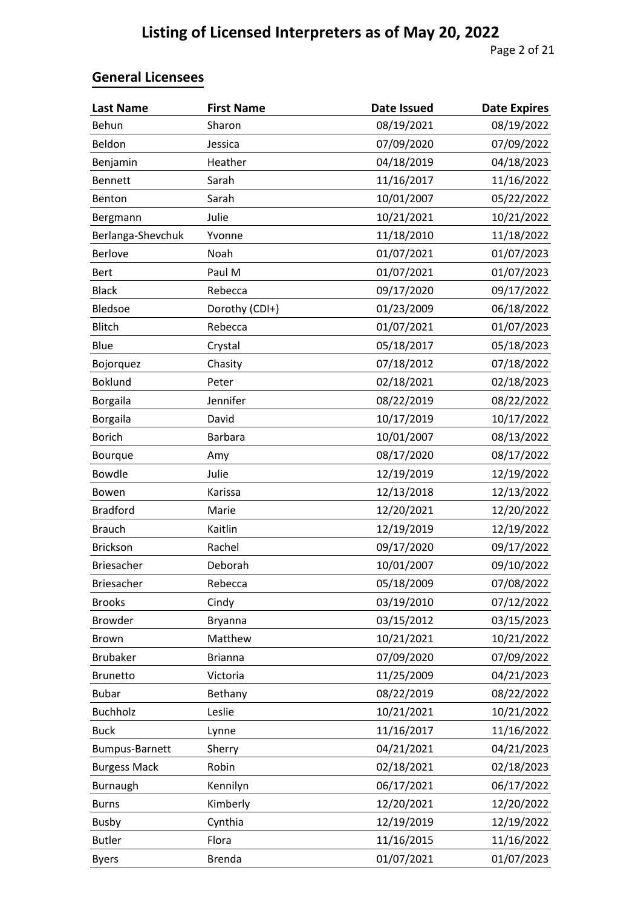# Listing of Licensed Interpreters as of May 20, 2022

## General Licensees

| Last Name | First Name | Date Issued | Date Expires |
|---|---|---|---|
| Behun | Sharon | 08/19/2021 | 08/19/2022 |
| Beldon | Jessica | 07/09/2020 | 07/09/2022 |
| Benjamin | Heather | 04/18/2019 | 04/18/2023 |
| Bennett | Sarah | 11/16/2017 | 11/16/2022 |
| Benton | Sarah | 10/01/2007 | 05/22/2022 |
| Bergmann | Julie | 10/21/2021 | 10/21/2022 |
| Berlanga-Shevchuk | Yvonne | 11/18/2010 | 11/18/2022 |
| Berlove | Noah | 01/07/2021 | 01/07/2023 |
| Bert | Paul M | 01/07/2021 | 01/07/2023 |
| Black | Rebecca | 09/17/2020 | 09/17/2022 |
| Bledsoe | Dorothy (CDI+) | 01/23/2009 | 06/18/2022 |
| Blitch | Rebecca | 01/07/2021 | 01/07/2023 |
| Blue | Crystal | 05/18/2017 | 05/18/2023 |
| Bojorquez | Chasity | 07/18/2012 | 07/18/2022 |
| Boklund | Peter | 02/18/2021 | 02/18/2023 |
| Borgaila | Jennifer | 08/22/2019 | 08/22/2022 |
| Borgaila | David | 10/17/2019 | 10/17/2022 |
| Borich | Barbara | 10/01/2007 | 08/13/2022 |
| Bourque | Amy | 08/17/2020 | 08/17/2022 |
| Bowdle | Julie | 12/19/2019 | 12/19/2022 |
| Bowen | Karissa | 12/13/2018 | 12/13/2022 |
| Bradford | Marie | 12/20/2021 | 12/20/2022 |
| Brauch | Kaitlin | 12/19/2019 | 12/19/2022 |
| Brickson | Rachel | 09/17/2020 | 09/17/2022 |
| Briesacher | Deborah | 10/01/2007 | 09/10/2022 |
| Briesacher | Rebecca | 05/18/2009 | 07/08/2022 |
| Brooks | Cindy | 03/19/2010 | 07/12/2022 |
| Browder | Bryanna | 03/15/2012 | 03/15/2023 |
| Brown | Matthew | 10/21/2021 | 10/21/2022 |
| Brubaker | Brianna | 07/09/2020 | 07/09/2022 |
| Brunetto | Victoria | 11/25/2009 | 04/21/2023 |
| Bubar | Bethany | 08/22/2019 | 08/22/2022 |
| Buchholz | Leslie | 10/21/2021 | 10/21/2022 |
| Buck | Lynne | 11/16/2017 | 11/16/2022 |
| Bumpus-Barnett | Sherry | 04/21/2021 | 04/21/2023 |
| Burgess Mack | Robin | 02/18/2021 | 02/18/2023 |
| Burnaugh | Kennilyn | 06/17/2021 | 06/17/2022 |
| Burns | Kimberly | 12/20/2021 | 12/20/2022 |
| Busby | Cynthia | 12/19/2019 | 12/19/2022 |
| Butler | Flora | 11/16/2015 | 11/16/2022 |
| Byers | Brenda | 01/07/2021 | 01/07/2023 |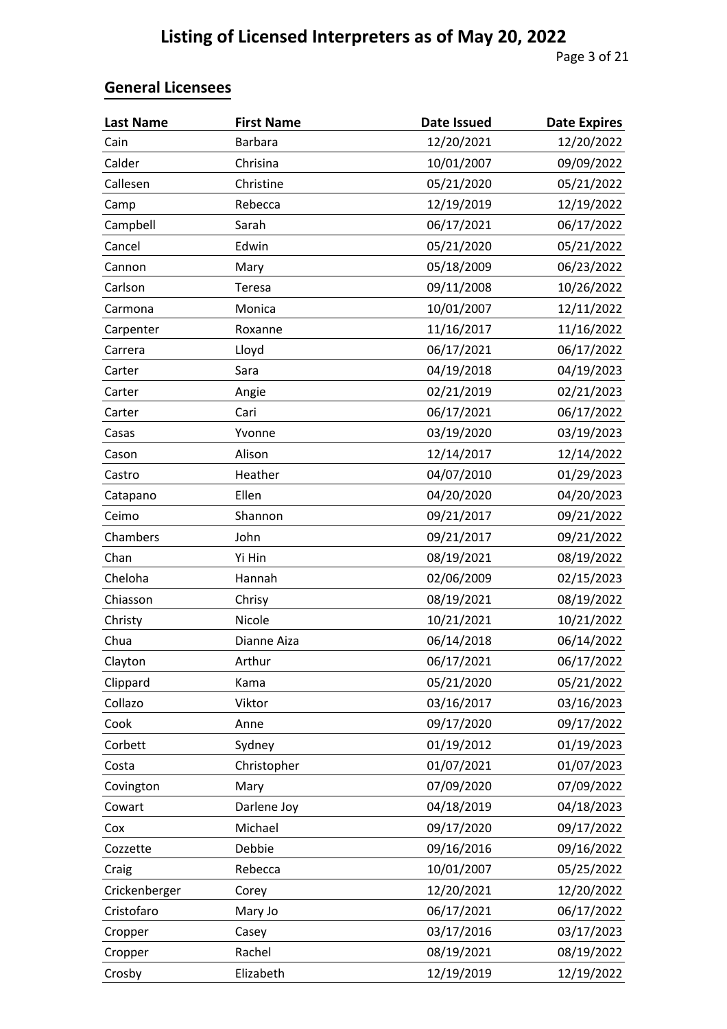# Listing of Licensed Interpreters as of May 20, 2022

## General Licensees

| Last Name | First Name | Date Issued | Date Expires |
|---|---|---|---|
| Cain | Barbara | 12/20/2021 | 12/20/2022 |
| Calder | Chrisina | 10/01/2007 | 09/09/2022 |
| Callesen | Christine | 05/21/2020 | 05/21/2022 |
| Camp | Rebecca | 12/19/2019 | 12/19/2022 |
| Campbell | Sarah | 06/17/2021 | 06/17/2022 |
| Cancel | Edwin | 05/21/2020 | 05/21/2022 |
| Cannon | Mary | 05/18/2009 | 06/23/2022 |
| Carlson | Teresa | 09/11/2008 | 10/26/2022 |
| Carmona | Monica | 10/01/2007 | 12/11/2022 |
| Carpenter | Roxanne | 11/16/2017 | 11/16/2022 |
| Carrera | Lloyd | 06/17/2021 | 06/17/2022 |
| Carter | Sara | 04/19/2018 | 04/19/2023 |
| Carter | Angie | 02/21/2019 | 02/21/2023 |
| Carter | Cari | 06/17/2021 | 06/17/2022 |
| Casas | Yvonne | 03/19/2020 | 03/19/2023 |
| Cason | Alison | 12/14/2017 | 12/14/2022 |
| Castro | Heather | 04/07/2010 | 01/29/2023 |
| Catapano | Ellen | 04/20/2020 | 04/20/2023 |
| Ceimo | Shannon | 09/21/2017 | 09/21/2022 |
| Chambers | John | 09/21/2017 | 09/21/2022 |
| Chan | Yi Hin | 08/19/2021 | 08/19/2022 |
| Cheloha | Hannah | 02/06/2009 | 02/15/2023 |
| Chiasson | Chrisy | 08/19/2021 | 08/19/2022 |
| Christy | Nicole | 10/21/2021 | 10/21/2022 |
| Chua | Dianne Aiza | 06/14/2018 | 06/14/2022 |
| Clayton | Arthur | 06/17/2021 | 06/17/2022 |
| Clippard | Kama | 05/21/2020 | 05/21/2022 |
| Collazo | Viktor | 03/16/2017 | 03/16/2023 |
| Cook | Anne | 09/17/2020 | 09/17/2022 |
| Corbett | Sydney | 01/19/2012 | 01/19/2023 |
| Costa | Christopher | 01/07/2021 | 01/07/2023 |
| Covington | Mary | 07/09/2020 | 07/09/2022 |
| Cowart | Darlene Joy | 04/18/2019 | 04/18/2023 |
| Cox | Michael | 09/17/2020 | 09/17/2022 |
| Cozzette | Debbie | 09/16/2016 | 09/16/2022 |
| Craig | Rebecca | 10/01/2007 | 05/25/2022 |
| Crickenberger | Corey | 12/20/2021 | 12/20/2022 |
| Cristofaro | Mary Jo | 06/17/2021 | 06/17/2022 |
| Cropper | Casey | 03/17/2016 | 03/17/2023 |
| Cropper | Rachel | 08/19/2021 | 08/19/2022 |
| Crosby | Elizabeth | 12/19/2019 | 12/19/2022 |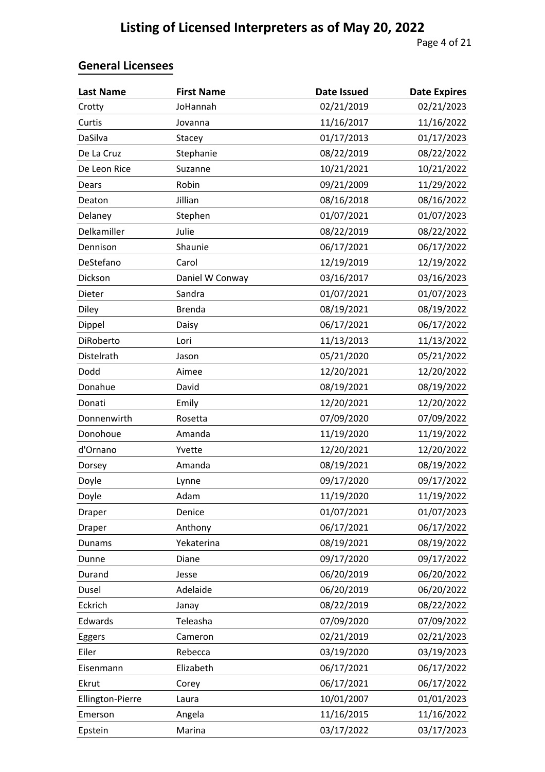# Listing of Licensed Interpreters as of May 20, 2022

## General Licensees

| Last Name | First Name | Date Issued | Date Expires |
|---|---|---|---|
| Crotty | JoHannah | 02/21/2019 | 02/21/2023 |
| Curtis | Jovanna | 11/16/2017 | 11/16/2022 |
| DaSilva | Stacey | 01/17/2013 | 01/17/2023 |
| De La Cruz | Stephanie | 08/22/2019 | 08/22/2022 |
| De Leon Rice | Suzanne | 10/21/2021 | 10/21/2022 |
| Dears | Robin | 09/21/2009 | 11/29/2022 |
| Deaton | Jillian | 08/16/2018 | 08/16/2022 |
| Delaney | Stephen | 01/07/2021 | 01/07/2023 |
| Delkamiller | Julie | 08/22/2019 | 08/22/2022 |
| Dennison | Shaunie | 06/17/2021 | 06/17/2022 |
| DeStefano | Carol | 12/19/2019 | 12/19/2022 |
| Dickson | Daniel W Conway | 03/16/2017 | 03/16/2023 |
| Dieter | Sandra | 01/07/2021 | 01/07/2023 |
| Diley | Brenda | 08/19/2021 | 08/19/2022 |
| Dippel | Daisy | 06/17/2021 | 06/17/2022 |
| DiRoberto | Lori | 11/13/2013 | 11/13/2022 |
| Distelrath | Jason | 05/21/2020 | 05/21/2022 |
| Dodd | Aimee | 12/20/2021 | 12/20/2022 |
| Donahue | David | 08/19/2021 | 08/19/2022 |
| Donati | Emily | 12/20/2021 | 12/20/2022 |
| Donnenwirth | Rosetta | 07/09/2020 | 07/09/2022 |
| Donohoue | Amanda | 11/19/2020 | 11/19/2022 |
| d'Ornano | Yvette | 12/20/2021 | 12/20/2022 |
| Dorsey | Amanda | 08/19/2021 | 08/19/2022 |
| Doyle | Lynne | 09/17/2020 | 09/17/2022 |
| Doyle | Adam | 11/19/2020 | 11/19/2022 |
| Draper | Denice | 01/07/2021 | 01/07/2023 |
| Draper | Anthony | 06/17/2021 | 06/17/2022 |
| Dunams | Yekaterina | 08/19/2021 | 08/19/2022 |
| Dunne | Diane | 09/17/2020 | 09/17/2022 |
| Durand | Jesse | 06/20/2019 | 06/20/2022 |
| Dusel | Adelaide | 06/20/2019 | 06/20/2022 |
| Eckrich | Janay | 08/22/2019 | 08/22/2022 |
| Edwards | Teleasha | 07/09/2020 | 07/09/2022 |
| Eggers | Cameron | 02/21/2019 | 02/21/2023 |
| Eiler | Rebecca | 03/19/2020 | 03/19/2023 |
| Eisenmann | Elizabeth | 06/17/2021 | 06/17/2022 |
| Ekrut | Corey | 06/17/2021 | 06/17/2022 |
| Ellington-Pierre | Laura | 10/01/2007 | 01/01/2023 |
| Emerson | Angela | 11/16/2015 | 11/16/2022 |
| Epstein | Marina | 03/17/2022 | 03/17/2023 |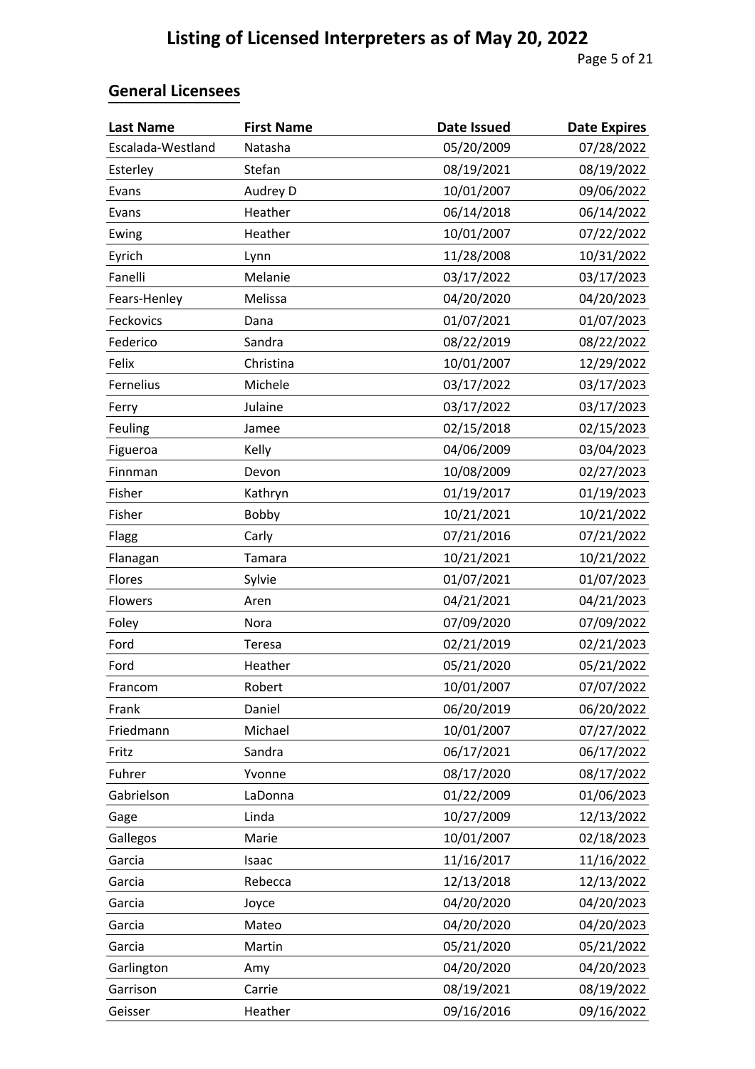# Listing of Licensed Interpreters as of May 20, 2022

## General Licensees

| Last Name | First Name | Date Issued | Date Expires |
|---|---|---|---|
| Escalada-Westland | Natasha | 05/20/2009 | 07/28/2022 |
| Esterley | Stefan | 08/19/2021 | 08/19/2022 |
| Evans | Audrey D | 10/01/2007 | 09/06/2022 |
| Evans | Heather | 06/14/2018 | 06/14/2022 |
| Ewing | Heather | 10/01/2007 | 07/22/2022 |
| Eyrich | Lynn | 11/28/2008 | 10/31/2022 |
| Fanelli | Melanie | 03/17/2022 | 03/17/2023 |
| Fears-Henley | Melissa | 04/20/2020 | 04/20/2023 |
| Feckovics | Dana | 01/07/2021 | 01/07/2023 |
| Federico | Sandra | 08/22/2019 | 08/22/2022 |
| Felix | Christina | 10/01/2007 | 12/29/2022 |
| Fernelius | Michele | 03/17/2022 | 03/17/2023 |
| Ferry | Julaine | 03/17/2022 | 03/17/2023 |
| Feuling | Jamee | 02/15/2018 | 02/15/2023 |
| Figueroa | Kelly | 04/06/2009 | 03/04/2023 |
| Finnman | Devon | 10/08/2009 | 02/27/2023 |
| Fisher | Kathryn | 01/19/2017 | 01/19/2023 |
| Fisher | Bobby | 10/21/2021 | 10/21/2022 |
| Flagg | Carly | 07/21/2016 | 07/21/2022 |
| Flanagan | Tamara | 10/21/2021 | 10/21/2022 |
| Flores | Sylvie | 01/07/2021 | 01/07/2023 |
| Flowers | Aren | 04/21/2021 | 04/21/2023 |
| Foley | Nora | 07/09/2020 | 07/09/2022 |
| Ford | Teresa | 02/21/2019 | 02/21/2023 |
| Ford | Heather | 05/21/2020 | 05/21/2022 |
| Francom | Robert | 10/01/2007 | 07/07/2022 |
| Frank | Daniel | 06/20/2019 | 06/20/2022 |
| Friedmann | Michael | 10/01/2007 | 07/27/2022 |
| Fritz | Sandra | 06/17/2021 | 06/17/2022 |
| Fuhrer | Yvonne | 08/17/2020 | 08/17/2022 |
| Gabrielson | LaDonna | 01/22/2009 | 01/06/2023 |
| Gage | Linda | 10/27/2009 | 12/13/2022 |
| Gallegos | Marie | 10/01/2007 | 02/18/2023 |
| Garcia | Isaac | 11/16/2017 | 11/16/2022 |
| Garcia | Rebecca | 12/13/2018 | 12/13/2022 |
| Garcia | Joyce | 04/20/2020 | 04/20/2023 |
| Garcia | Mateo | 04/20/2020 | 04/20/2023 |
| Garcia | Martin | 05/21/2020 | 05/21/2022 |
| Garlington | Amy | 04/20/2020 | 04/20/2023 |
| Garrison | Carrie | 08/19/2021 | 08/19/2022 |
| Geisser | Heather | 09/16/2016 | 09/16/2022 |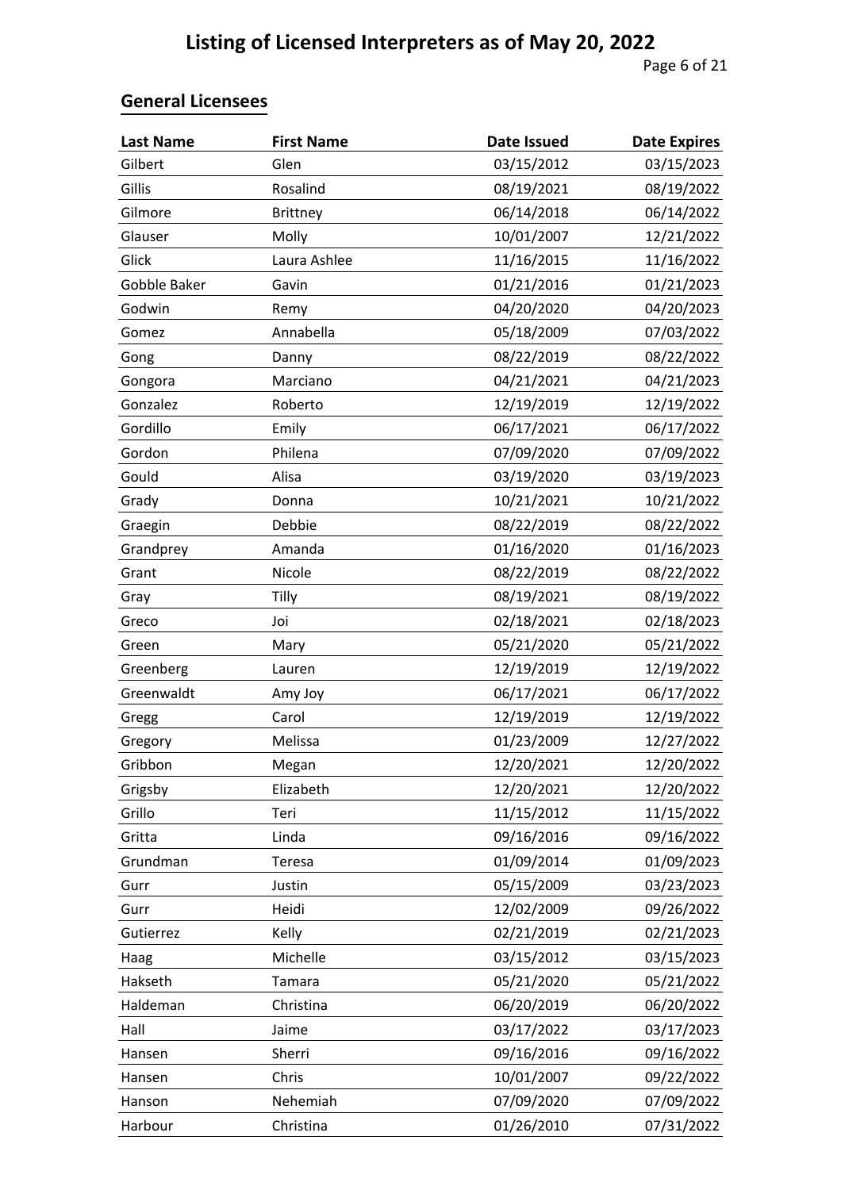## General Licensees

| Last Name | First Name | Date Issued | Date Expires |
| --- | --- | --- | --- |
| Gilbert | Glen | 03/15/2012 | 03/15/2023 |
| Gillis | Rosalind | 08/19/2021 | 08/19/2022 |
| Gilmore | Brittney | 06/14/2018 | 06/14/2022 |
| Glauser | Molly | 10/01/2007 | 12/21/2022 |
| Glick | Laura Ashlee | 11/16/2015 | 11/16/2022 |
| Gobble Baker | Gavin | 01/21/2016 | 01/21/2023 |
| Godwin | Remy | 04/20/2020 | 04/20/2023 |
| Gomez | Annabella | 05/18/2009 | 07/03/2022 |
| Gong | Danny | 08/22/2019 | 08/22/2022 |
| Gongora | Marciano | 04/21/2021 | 04/21/2023 |
| Gonzalez | Roberto | 12/19/2019 | 12/19/2022 |
| Gordillo | Emily | 06/17/2021 | 06/17/2022 |
| Gordon | Philena | 07/09/2020 | 07/09/2022 |
| Gould | Alisa | 03/19/2020 | 03/19/2023 |
| Grady | Donna | 10/21/2021 | 10/21/2022 |
| Graegin | Debbie | 08/22/2019 | 08/22/2022 |
| Grandprey | Amanda | 01/16/2020 | 01/16/2023 |
| Grant | Nicole | 08/22/2019 | 08/22/2022 |
| Gray | Tilly | 08/19/2021 | 08/19/2022 |
| Greco | Joi | 02/18/2021 | 02/18/2023 |
| Green | Mary | 05/21/2020 | 05/21/2022 |
| Greenberg | Lauren | 12/19/2019 | 12/19/2022 |
| Greenwaldt | Amy Joy | 06/17/2021 | 06/17/2022 |
| Gregg | Carol | 12/19/2019 | 12/19/2022 |
| Gregory | Melissa | 01/23/2009 | 12/27/2022 |
| Gribbon | Megan | 12/20/2021 | 12/20/2022 |
| Grigsby | Elizabeth | 12/20/2021 | 12/20/2022 |
| Grillo | Teri | 11/15/2012 | 11/15/2022 |
| Gritta | Linda | 09/16/2016 | 09/16/2022 |
| Grundman | Teresa | 01/09/2014 | 01/09/2023 |
| Gurr | Justin | 05/15/2009 | 03/23/2023 |
| Gurr | Heidi | 12/02/2009 | 09/26/2022 |
| Gutierrez | Kelly | 02/21/2019 | 02/21/2023 |
| Haag | Michelle | 03/15/2012 | 03/15/2023 |
| Hakseth | Tamara | 05/21/2020 | 05/21/2022 |
| Haldeman | Christina | 06/20/2019 | 06/20/2022 |
| Hall | Jaime | 03/17/2022 | 03/17/2023 |
| Hansen | Sherri | 09/16/2016 | 09/16/2022 |
| Hansen | Chris | 10/01/2007 | 09/22/2022 |
| Hanson | Nehemiah | 07/09/2020 | 07/09/2022 |
| Harbour | Christina | 01/26/2010 | 07/31/2022 |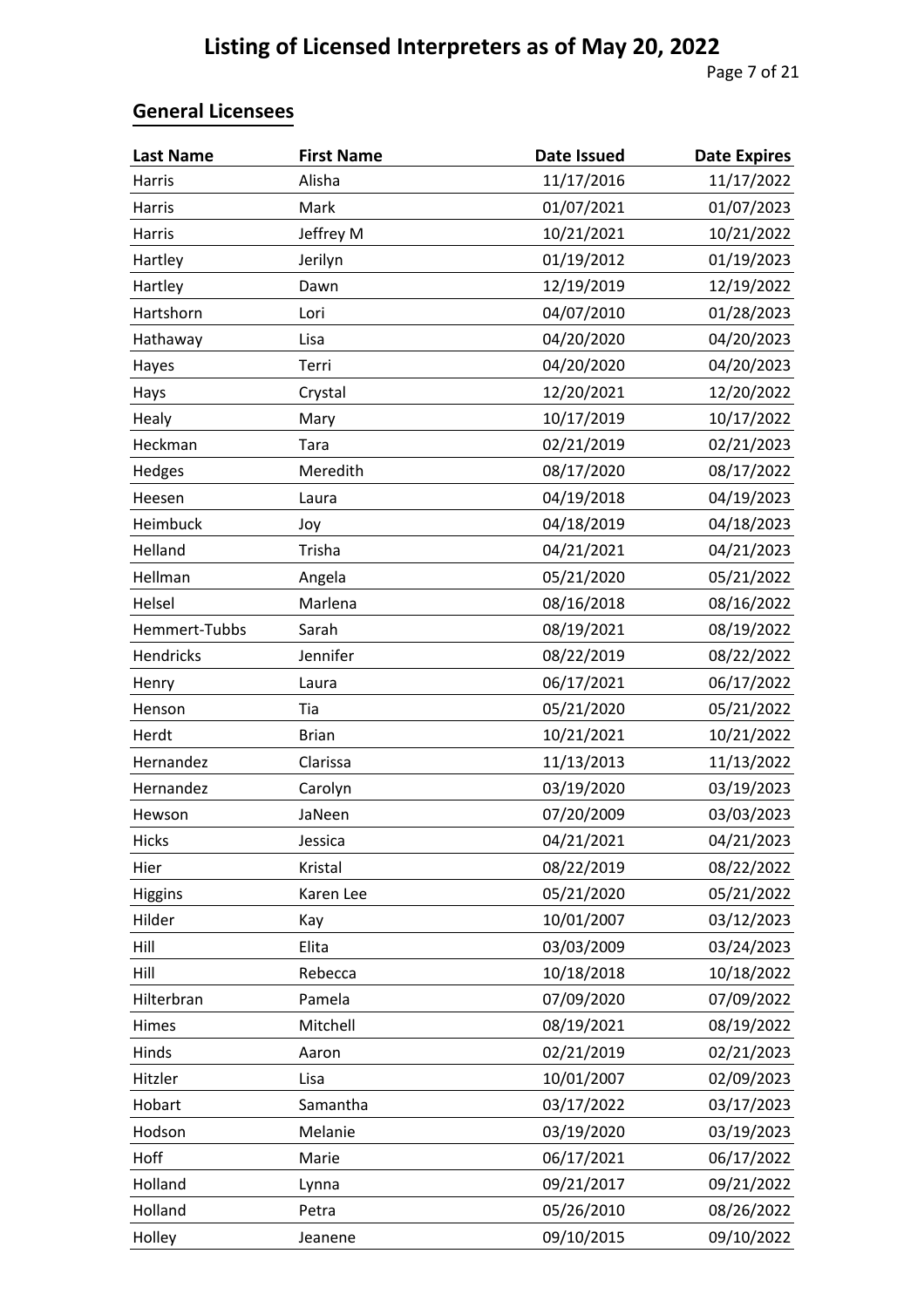# Listing of Licensed Interpreters as of May 20, 2022

## General Licensees

| Last Name | First Name | Date Issued | Date Expires |
|---|---|---|---|
| Harris | Alisha | 11/17/2016 | 11/17/2022 |
| Harris | Mark | 01/07/2021 | 01/07/2023 |
| Harris | Jeffrey M | 10/21/2021 | 10/21/2022 |
| Hartley | Jerilyn | 01/19/2012 | 01/19/2023 |
| Hartley | Dawn | 12/19/2019 | 12/19/2022 |
| Hartshorn | Lori | 04/07/2010 | 01/28/2023 |
| Hathaway | Lisa | 04/20/2020 | 04/20/2023 |
| Hayes | Terri | 04/20/2020 | 04/20/2023 |
| Hays | Crystal | 12/20/2021 | 12/20/2022 |
| Healy | Mary | 10/17/2019 | 10/17/2022 |
| Heckman | Tara | 02/21/2019 | 02/21/2023 |
| Hedges | Meredith | 08/17/2020 | 08/17/2022 |
| Heesen | Laura | 04/19/2018 | 04/19/2023 |
| Heimbuck | Joy | 04/18/2019 | 04/18/2023 |
| Helland | Trisha | 04/21/2021 | 04/21/2023 |
| Hellman | Angela | 05/21/2020 | 05/21/2022 |
| Helsel | Marlena | 08/16/2018 | 08/16/2022 |
| Hemmert-Tubbs | Sarah | 08/19/2021 | 08/19/2022 |
| Hendricks | Jennifer | 08/22/2019 | 08/22/2022 |
| Henry | Laura | 06/17/2021 | 06/17/2022 |
| Henson | Tia | 05/21/2020 | 05/21/2022 |
| Herdt | Brian | 10/21/2021 | 10/21/2022 |
| Hernandez | Clarissa | 11/13/2013 | 11/13/2022 |
| Hernandez | Carolyn | 03/19/2020 | 03/19/2023 |
| Hewson | JaNeen | 07/20/2009 | 03/03/2023 |
| Hicks | Jessica | 04/21/2021 | 04/21/2023 |
| Hier | Kristal | 08/22/2019 | 08/22/2022 |
| Higgins | Karen Lee | 05/21/2020 | 05/21/2022 |
| Hilder | Kay | 10/01/2007 | 03/12/2023 |
| Hill | Elita | 03/03/2009 | 03/24/2023 |
| Hill | Rebecca | 10/18/2018 | 10/18/2022 |
| Hilterbran | Pamela | 07/09/2020 | 07/09/2022 |
| Himes | Mitchell | 08/19/2021 | 08/19/2022 |
| Hinds | Aaron | 02/21/2019 | 02/21/2023 |
| Hitzler | Lisa | 10/01/2007 | 02/09/2023 |
| Hobart | Samantha | 03/17/2022 | 03/17/2023 |
| Hodson | Melanie | 03/19/2020 | 03/19/2023 |
| Hoff | Marie | 06/17/2021 | 06/17/2022 |
| Holland | Lynna | 09/21/2017 | 09/21/2022 |
| Holland | Petra | 05/26/2010 | 08/26/2022 |
| Holley | Jeanene | 09/10/2015 | 09/10/2022 |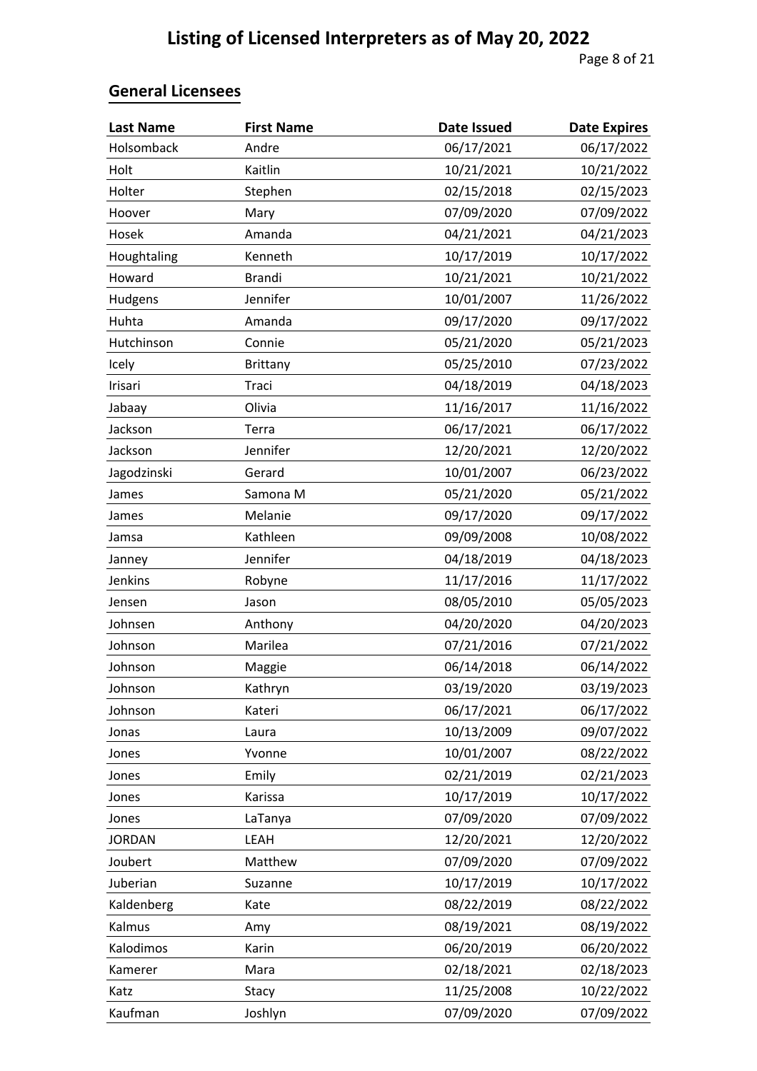# Listing of Licensed Interpreters as of May 20, 2022

## General Licensees

| Last Name | First Name | Date Issued | Date Expires |
|---|---|---|---|
| Holsomback | Andre | 06/17/2021 | 06/17/2022 |
| Holt | Kaitlin | 10/21/2021 | 10/21/2022 |
| Holter | Stephen | 02/15/2018 | 02/15/2023 |
| Hoover | Mary | 07/09/2020 | 07/09/2022 |
| Hosek | Amanda | 04/21/2021 | 04/21/2023 |
| Houghtaling | Kenneth | 10/17/2019 | 10/17/2022 |
| Howard | Brandi | 10/21/2021 | 10/21/2022 |
| Hudgens | Jennifer | 10/01/2007 | 11/26/2022 |
| Huhta | Amanda | 09/17/2020 | 09/17/2022 |
| Hutchinson | Connie | 05/21/2020 | 05/21/2023 |
| Icely | Brittany | 05/25/2010 | 07/23/2022 |
| Irisari | Traci | 04/18/2019 | 04/18/2023 |
| Jabaay | Olivia | 11/16/2017 | 11/16/2022 |
| Jackson | Terra | 06/17/2021 | 06/17/2022 |
| Jackson | Jennifer | 12/20/2021 | 12/20/2022 |
| Jagodzinski | Gerard | 10/01/2007 | 06/23/2022 |
| James | Samona M | 05/21/2020 | 05/21/2022 |
| James | Melanie | 09/17/2020 | 09/17/2022 |
| Jamsa | Kathleen | 09/09/2008 | 10/08/2022 |
| Janney | Jennifer | 04/18/2019 | 04/18/2023 |
| Jenkins | Robyne | 11/17/2016 | 11/17/2022 |
| Jensen | Jason | 08/05/2010 | 05/05/2023 |
| Johnsen | Anthony | 04/20/2020 | 04/20/2023 |
| Johnson | Marilea | 07/21/2016 | 07/21/2022 |
| Johnson | Maggie | 06/14/2018 | 06/14/2022 |
| Johnson | Kathryn | 03/19/2020 | 03/19/2023 |
| Johnson | Kateri | 06/17/2021 | 06/17/2022 |
| Jonas | Laura | 10/13/2009 | 09/07/2022 |
| Jones | Yvonne | 10/01/2007 | 08/22/2022 |
| Jones | Emily | 02/21/2019 | 02/21/2023 |
| Jones | Karissa | 10/17/2019 | 10/17/2022 |
| Jones | LaTanya | 07/09/2020 | 07/09/2022 |
| JORDAN | LEAH | 12/20/2021 | 12/20/2022 |
| Joubert | Matthew | 07/09/2020 | 07/09/2022 |
| Juberian | Suzanne | 10/17/2019 | 10/17/2022 |
| Kaldenberg | Kate | 08/22/2019 | 08/22/2022 |
| Kalmus | Amy | 08/19/2021 | 08/19/2022 |
| Kalodimos | Karin | 06/20/2019 | 06/20/2022 |
| Kamerer | Mara | 02/18/2021 | 02/18/2023 |
| Katz | Stacy | 11/25/2008 | 10/22/2022 |
| Kaufman | Joshlyn | 07/09/2020 | 07/09/2022 |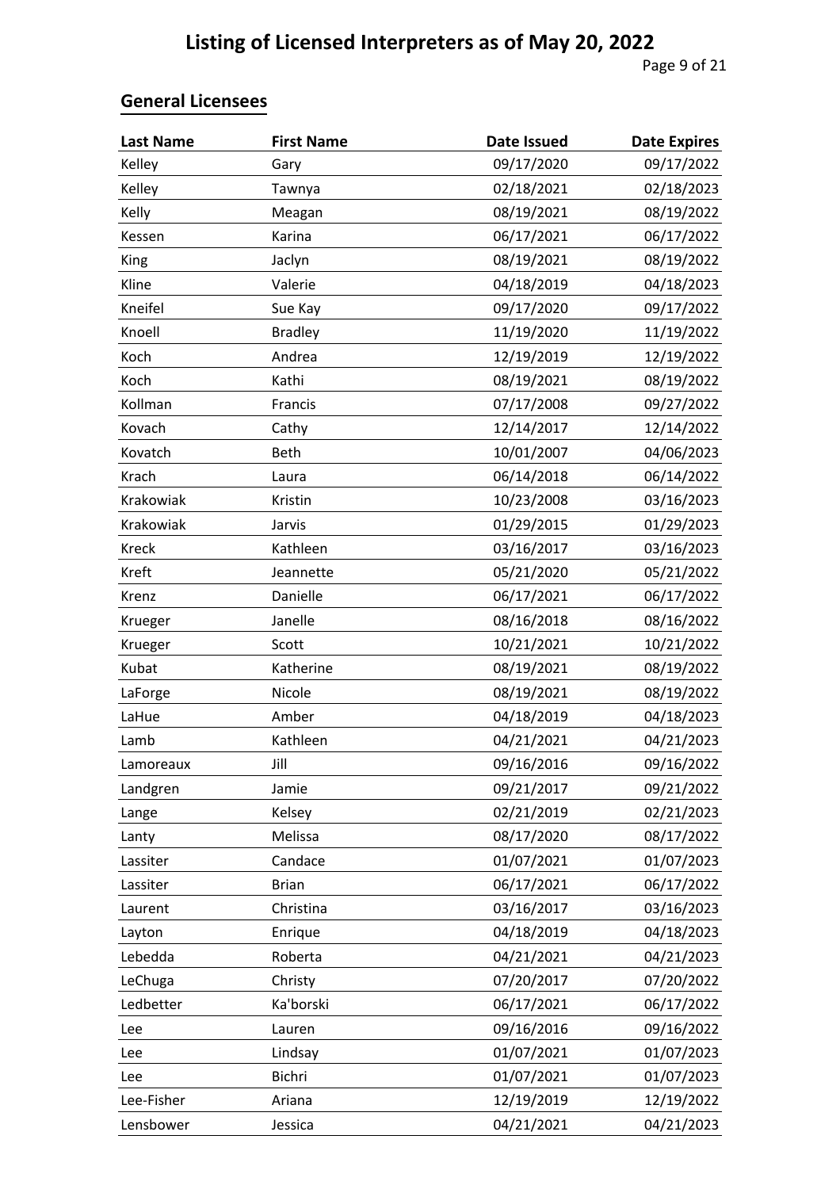# Listing of Licensed Interpreters as of May 20, 2022

## General Licensees

| Last Name | First Name | Date Issued | Date Expires |
|---|---|---|---|
| Kelley | Gary | 09/17/2020 | 09/17/2022 |
| Kelley | Tawnya | 02/18/2021 | 02/18/2023 |
| Kelly | Meagan | 08/19/2021 | 08/19/2022 |
| Kessen | Karina | 06/17/2021 | 06/17/2022 |
| King | Jaclyn | 08/19/2021 | 08/19/2022 |
| Kline | Valerie | 04/18/2019 | 04/18/2023 |
| Kneifel | Sue Kay | 09/17/2020 | 09/17/2022 |
| Knoell | Bradley | 11/19/2020 | 11/19/2022 |
| Koch | Andrea | 12/19/2019 | 12/19/2022 |
| Koch | Kathi | 08/19/2021 | 08/19/2022 |
| Kollman | Francis | 07/17/2008 | 09/27/2022 |
| Kovach | Cathy | 12/14/2017 | 12/14/2022 |
| Kovatch | Beth | 10/01/2007 | 04/06/2023 |
| Krach | Laura | 06/14/2018 | 06/14/2022 |
| Krakowiak | Kristin | 10/23/2008 | 03/16/2023 |
| Krakowiak | Jarvis | 01/29/2015 | 01/29/2023 |
| Kreck | Kathleen | 03/16/2017 | 03/16/2023 |
| Kreft | Jeannette | 05/21/2020 | 05/21/2022 |
| Krenz | Danielle | 06/17/2021 | 06/17/2022 |
| Krueger | Janelle | 08/16/2018 | 08/16/2022 |
| Krueger | Scott | 10/21/2021 | 10/21/2022 |
| Kubat | Katherine | 08/19/2021 | 08/19/2022 |
| LaForge | Nicole | 08/19/2021 | 08/19/2022 |
| LaHue | Amber | 04/18/2019 | 04/18/2023 |
| Lamb | Kathleen | 04/21/2021 | 04/21/2023 |
| Lamoreaux | Jill | 09/16/2016 | 09/16/2022 |
| Landgren | Jamie | 09/21/2017 | 09/21/2022 |
| Lange | Kelsey | 02/21/2019 | 02/21/2023 |
| Lanty | Melissa | 08/17/2020 | 08/17/2022 |
| Lassiter | Candace | 01/07/2021 | 01/07/2023 |
| Lassiter | Brian | 06/17/2021 | 06/17/2022 |
| Laurent | Christina | 03/16/2017 | 03/16/2023 |
| Layton | Enrique | 04/18/2019 | 04/18/2023 |
| Lebedda | Roberta | 04/21/2021 | 04/21/2023 |
| LeChuga | Christy | 07/20/2017 | 07/20/2022 |
| Ledbetter | Ka'borski | 06/17/2021 | 06/17/2022 |
| Lee | Lauren | 09/16/2016 | 09/16/2022 |
| Lee | Lindsay | 01/07/2021 | 01/07/2023 |
| Lee | Bichri | 01/07/2021 | 01/07/2023 |
| Lee-Fisher | Ariana | 12/19/2019 | 12/19/2022 |
| Lensbower | Jessica | 04/21/2021 | 04/21/2023 |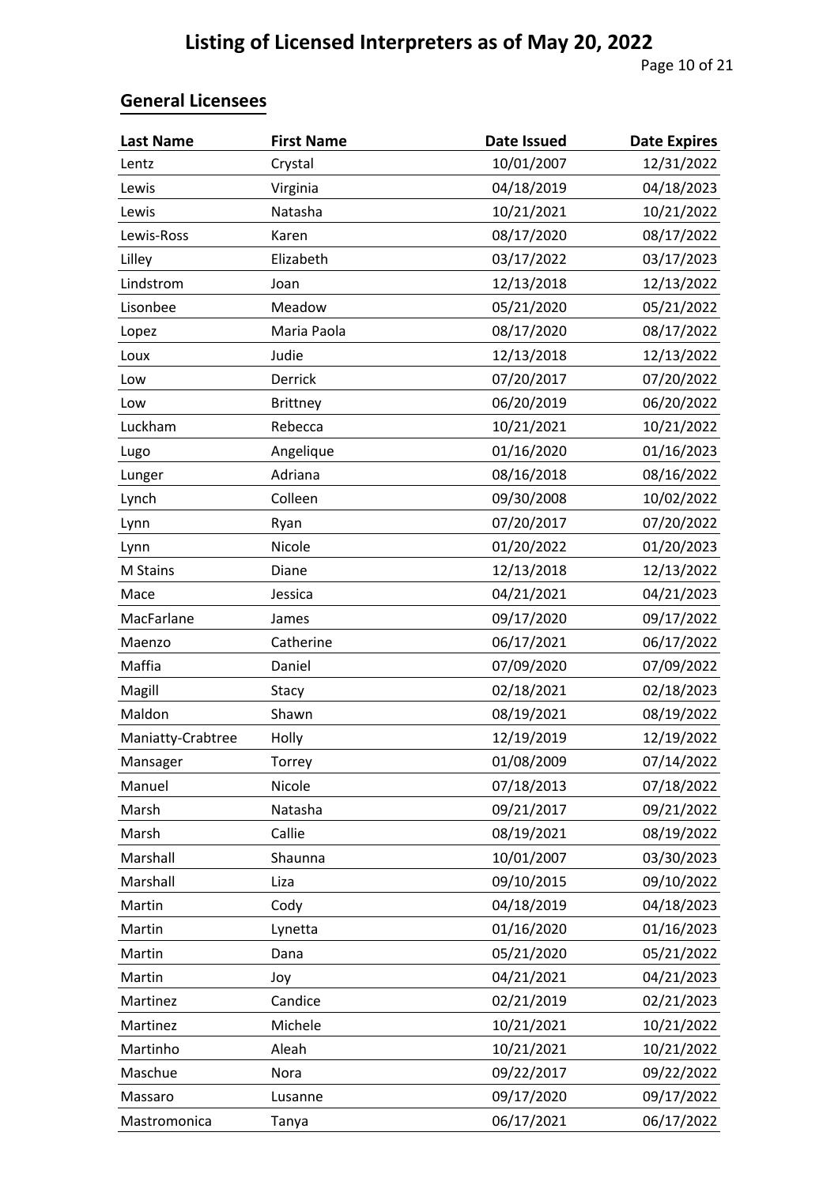# Listing of Licensed Interpreters as of May 20, 2022

## General Licensees

| Last Name | First Name | Date Issued | Date Expires |
|---|---|---|---|
| Lentz | Crystal | 10/01/2007 | 12/31/2022 |
| Lewis | Virginia | 04/18/2019 | 04/18/2023 |
| Lewis | Natasha | 10/21/2021 | 10/21/2022 |
| Lewis-Ross | Karen | 08/17/2020 | 08/17/2022 |
| Lilley | Elizabeth | 03/17/2022 | 03/17/2023 |
| Lindstrom | Joan | 12/13/2018 | 12/13/2022 |
| Lisonbee | Meadow | 05/21/2020 | 05/21/2022 |
| Lopez | Maria Paola | 08/17/2020 | 08/17/2022 |
| Loux | Judie | 12/13/2018 | 12/13/2022 |
| Low | Derrick | 07/20/2017 | 07/20/2022 |
| Low | Brittney | 06/20/2019 | 06/20/2022 |
| Luckham | Rebecca | 10/21/2021 | 10/21/2022 |
| Lugo | Angelique | 01/16/2020 | 01/16/2023 |
| Lunger | Adriana | 08/16/2018 | 08/16/2022 |
| Lynch | Colleen | 09/30/2008 | 10/02/2022 |
| Lynn | Ryan | 07/20/2017 | 07/20/2022 |
| Lynn | Nicole | 01/20/2022 | 01/20/2023 |
| M Stains | Diane | 12/13/2018 | 12/13/2022 |
| Mace | Jessica | 04/21/2021 | 04/21/2023 |
| MacFarlane | James | 09/17/2020 | 09/17/2022 |
| Maenzo | Catherine | 06/17/2021 | 06/17/2022 |
| Maffia | Daniel | 07/09/2020 | 07/09/2022 |
| Magill | Stacy | 02/18/2021 | 02/18/2023 |
| Maldon | Shawn | 08/19/2021 | 08/19/2022 |
| Maniatty-Crabtree | Holly | 12/19/2019 | 12/19/2022 |
| Mansager | Torrey | 01/08/2009 | 07/14/2022 |
| Manuel | Nicole | 07/18/2013 | 07/18/2022 |
| Marsh | Natasha | 09/21/2017 | 09/21/2022 |
| Marsh | Callie | 08/19/2021 | 08/19/2022 |
| Marshall | Shaunna | 10/01/2007 | 03/30/2023 |
| Marshall | Liza | 09/10/2015 | 09/10/2022 |
| Martin | Cody | 04/18/2019 | 04/18/2023 |
| Martin | Lynetta | 01/16/2020 | 01/16/2023 |
| Martin | Dana | 05/21/2020 | 05/21/2022 |
| Martin | Joy | 04/21/2021 | 04/21/2023 |
| Martinez | Candice | 02/21/2019 | 02/21/2023 |
| Martinez | Michele | 10/21/2021 | 10/21/2022 |
| Martinho | Aleah | 10/21/2021 | 10/21/2022 |
| Maschue | Nora | 09/22/2017 | 09/22/2022 |
| Massaro | Lusanne | 09/17/2020 | 09/17/2022 |
| Mastromonica | Tanya | 06/17/2021 | 06/17/2022 |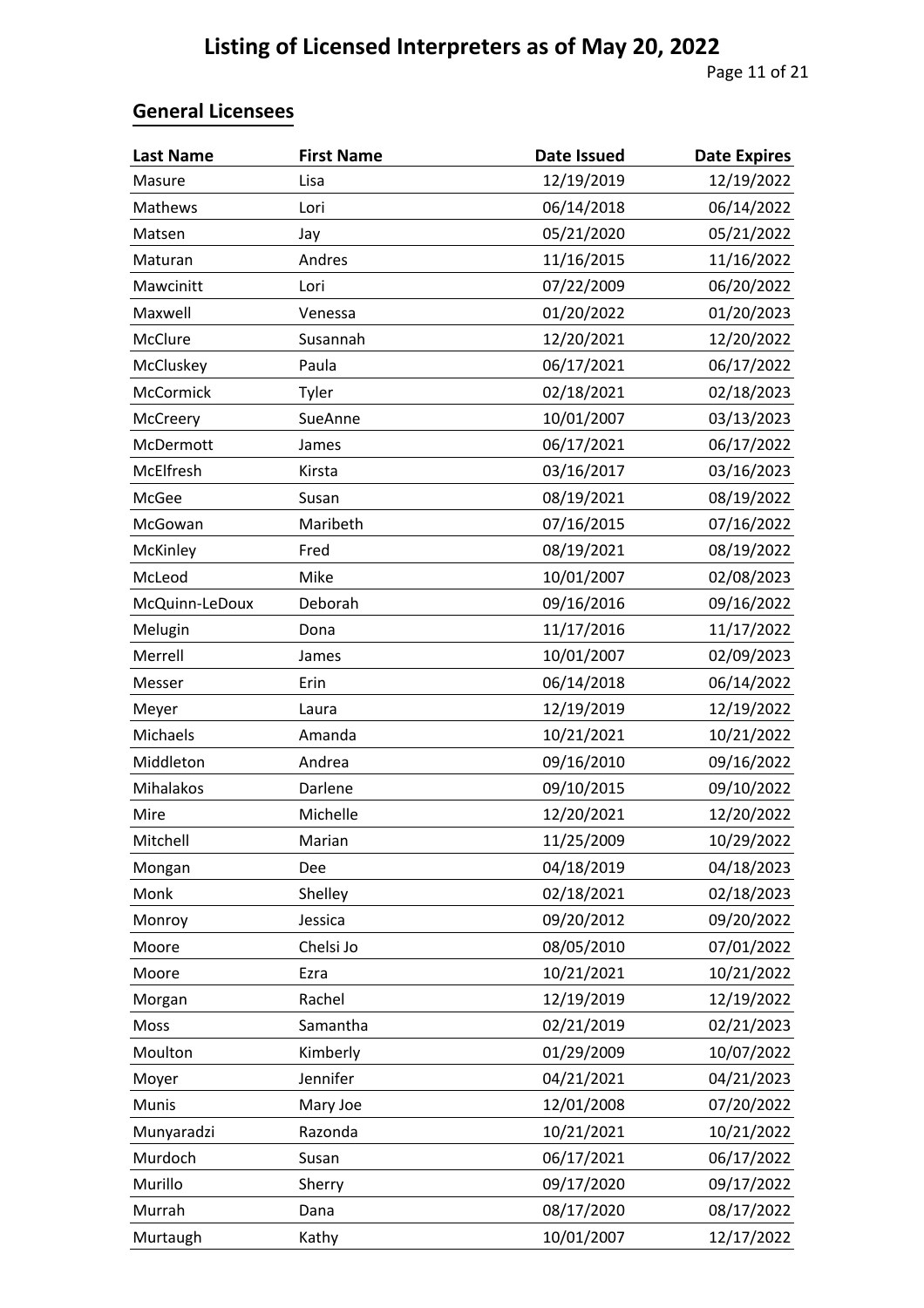# Listing of Licensed Interpreters as of May 20, 2022

## General Licensees

| Last Name | First Name | Date Issued | Date Expires |
|---|---|---|---|
| Masure | Lisa | 12/19/2019 | 12/19/2022 |
| Mathews | Lori | 06/14/2018 | 06/14/2022 |
| Matsen | Jay | 05/21/2020 | 05/21/2022 |
| Maturan | Andres | 11/16/2015 | 11/16/2022 |
| Mawcinitt | Lori | 07/22/2009 | 06/20/2022 |
| Maxwell | Venessa | 01/20/2022 | 01/20/2023 |
| McClure | Susannah | 12/20/2021 | 12/20/2022 |
| McCluskey | Paula | 06/17/2021 | 06/17/2022 |
| McCormick | Tyler | 02/18/2021 | 02/18/2023 |
| McCreery | SueAnne | 10/01/2007 | 03/13/2023 |
| McDermott | James | 06/17/2021 | 06/17/2022 |
| McElfresh | Kirsta | 03/16/2017 | 03/16/2023 |
| McGee | Susan | 08/19/2021 | 08/19/2022 |
| McGowan | Maribeth | 07/16/2015 | 07/16/2022 |
| McKinley | Fred | 08/19/2021 | 08/19/2022 |
| McLeod | Mike | 10/01/2007 | 02/08/2023 |
| McQuinn-LeDoux | Deborah | 09/16/2016 | 09/16/2022 |
| Melugin | Dona | 11/17/2016 | 11/17/2022 |
| Merrell | James | 10/01/2007 | 02/09/2023 |
| Messer | Erin | 06/14/2018 | 06/14/2022 |
| Meyer | Laura | 12/19/2019 | 12/19/2022 |
| Michaels | Amanda | 10/21/2021 | 10/21/2022 |
| Middleton | Andrea | 09/16/2010 | 09/16/2022 |
| Mihalakos | Darlene | 09/10/2015 | 09/10/2022 |
| Mire | Michelle | 12/20/2021 | 12/20/2022 |
| Mitchell | Marian | 11/25/2009 | 10/29/2022 |
| Mongan | Dee | 04/18/2019 | 04/18/2023 |
| Monk | Shelley | 02/18/2021 | 02/18/2023 |
| Monroy | Jessica | 09/20/2012 | 09/20/2022 |
| Moore | Chelsi Jo | 08/05/2010 | 07/01/2022 |
| Moore | Ezra | 10/21/2021 | 10/21/2022 |
| Morgan | Rachel | 12/19/2019 | 12/19/2022 |
| Moss | Samantha | 02/21/2019 | 02/21/2023 |
| Moulton | Kimberly | 01/29/2009 | 10/07/2022 |
| Moyer | Jennifer | 04/21/2021 | 04/21/2023 |
| Munis | Mary Joe | 12/01/2008 | 07/20/2022 |
| Munyaradzi | Razonda | 10/21/2021 | 10/21/2022 |
| Murdoch | Susan | 06/17/2021 | 06/17/2022 |
| Murillo | Sherry | 09/17/2020 | 09/17/2022 |
| Murrah | Dana | 08/17/2020 | 08/17/2022 |
| Murtaugh | Kathy | 10/01/2007 | 12/17/2022 |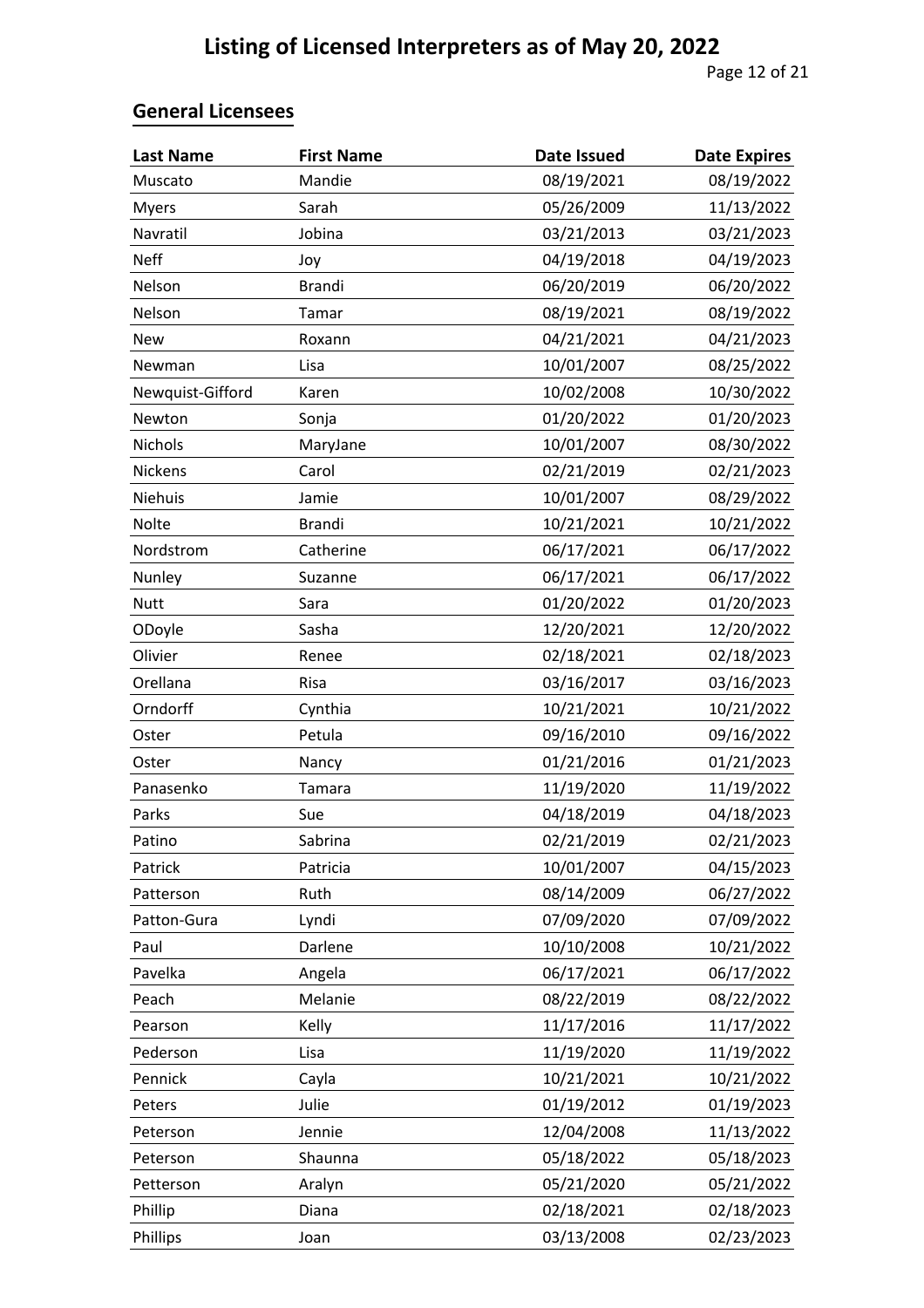# Listing of Licensed Interpreters as of May 20, 2022

## General Licensees

| Last Name | First Name | Date Issued | Date Expires |
|---|---|---|---|
| Muscato | Mandie | 08/19/2021 | 08/19/2022 |
| Myers | Sarah | 05/26/2009 | 11/13/2022 |
| Navratil | Jobina | 03/21/2013 | 03/21/2023 |
| Neff | Joy | 04/19/2018 | 04/19/2023 |
| Nelson | Brandi | 06/20/2019 | 06/20/2022 |
| Nelson | Tamar | 08/19/2021 | 08/19/2022 |
| New | Roxann | 04/21/2021 | 04/21/2023 |
| Newman | Lisa | 10/01/2007 | 08/25/2022 |
| Newquist-Gifford | Karen | 10/02/2008 | 10/30/2022 |
| Newton | Sonja | 01/20/2022 | 01/20/2023 |
| Nichols | MaryJane | 10/01/2007 | 08/30/2022 |
| Nickens | Carol | 02/21/2019 | 02/21/2023 |
| Niehuis | Jamie | 10/01/2007 | 08/29/2022 |
| Nolte | Brandi | 10/21/2021 | 10/21/2022 |
| Nordstrom | Catherine | 06/17/2021 | 06/17/2022 |
| Nunley | Suzanne | 06/17/2021 | 06/17/2022 |
| Nutt | Sara | 01/20/2022 | 01/20/2023 |
| ODoyle | Sasha | 12/20/2021 | 12/20/2022 |
| Olivier | Renee | 02/18/2021 | 02/18/2023 |
| Orellana | Risa | 03/16/2017 | 03/16/2023 |
| Orndorff | Cynthia | 10/21/2021 | 10/21/2022 |
| Oster | Petula | 09/16/2010 | 09/16/2022 |
| Oster | Nancy | 01/21/2016 | 01/21/2023 |
| Panasenko | Tamara | 11/19/2020 | 11/19/2022 |
| Parks | Sue | 04/18/2019 | 04/18/2023 |
| Patino | Sabrina | 02/21/2019 | 02/21/2023 |
| Patrick | Patricia | 10/01/2007 | 04/15/2023 |
| Patterson | Ruth | 08/14/2009 | 06/27/2022 |
| Patton-Gura | Lyndi | 07/09/2020 | 07/09/2022 |
| Paul | Darlene | 10/10/2008 | 10/21/2022 |
| Pavelka | Angela | 06/17/2021 | 06/17/2022 |
| Peach | Melanie | 08/22/2019 | 08/22/2022 |
| Pearson | Kelly | 11/17/2016 | 11/17/2022 |
| Pederson | Lisa | 11/19/2020 | 11/19/2022 |
| Pennick | Cayla | 10/21/2021 | 10/21/2022 |
| Peters | Julie | 01/19/2012 | 01/19/2023 |
| Peterson | Jennie | 12/04/2008 | 11/13/2022 |
| Peterson | Shaunna | 05/18/2022 | 05/18/2023 |
| Petterson | Aralyn | 05/21/2020 | 05/21/2022 |
| Phillip | Diana | 02/18/2021 | 02/18/2023 |
| Phillips | Joan | 03/13/2008 | 02/23/2023 |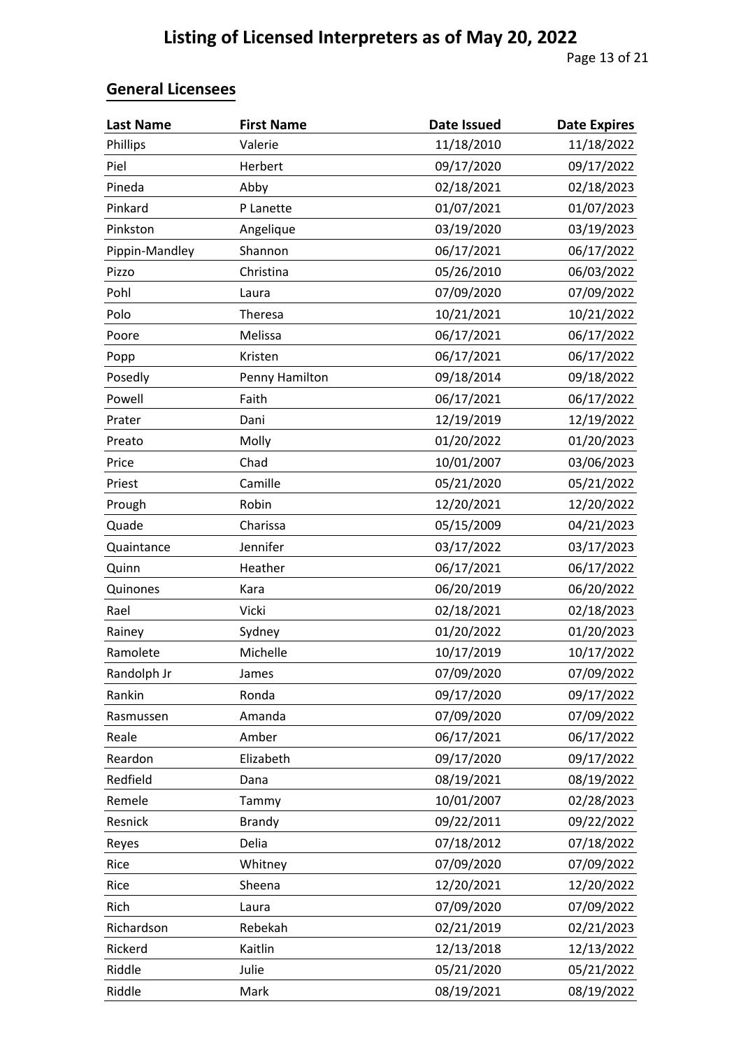# Listing of Licensed Interpreters as of May 20, 2022

## General Licensees

| Last Name | First Name | Date Issued | Date Expires |
|---|---|---|---|
| Phillips | Valerie | 11/18/2010 | 11/18/2022 |
| Piel | Herbert | 09/17/2020 | 09/17/2022 |
| Pineda | Abby | 02/18/2021 | 02/18/2023 |
| Pinkard | P Lanette | 01/07/2021 | 01/07/2023 |
| Pinkston | Angelique | 03/19/2020 | 03/19/2023 |
| Pippin-Mandley | Shannon | 06/17/2021 | 06/17/2022 |
| Pizzo | Christina | 05/26/2010 | 06/03/2022 |
| Pohl | Laura | 07/09/2020 | 07/09/2022 |
| Polo | Theresa | 10/21/2021 | 10/21/2022 |
| Poore | Melissa | 06/17/2021 | 06/17/2022 |
| Popp | Kristen | 06/17/2021 | 06/17/2022 |
| Posedly | Penny Hamilton | 09/18/2014 | 09/18/2022 |
| Powell | Faith | 06/17/2021 | 06/17/2022 |
| Prater | Dani | 12/19/2019 | 12/19/2022 |
| Preato | Molly | 01/20/2022 | 01/20/2023 |
| Price | Chad | 10/01/2007 | 03/06/2023 |
| Priest | Camille | 05/21/2020 | 05/21/2022 |
| Prough | Robin | 12/20/2021 | 12/20/2022 |
| Quade | Charissa | 05/15/2009 | 04/21/2023 |
| Quaintance | Jennifer | 03/17/2022 | 03/17/2023 |
| Quinn | Heather | 06/17/2021 | 06/17/2022 |
| Quinones | Kara | 06/20/2019 | 06/20/2022 |
| Rael | Vicki | 02/18/2021 | 02/18/2023 |
| Rainey | Sydney | 01/20/2022 | 01/20/2023 |
| Ramolete | Michelle | 10/17/2019 | 10/17/2022 |
| Randolph Jr | James | 07/09/2020 | 07/09/2022 |
| Rankin | Ronda | 09/17/2020 | 09/17/2022 |
| Rasmussen | Amanda | 07/09/2020 | 07/09/2022 |
| Reale | Amber | 06/17/2021 | 06/17/2022 |
| Reardon | Elizabeth | 09/17/2020 | 09/17/2022 |
| Redfield | Dana | 08/19/2021 | 08/19/2022 |
| Remele | Tammy | 10/01/2007 | 02/28/2023 |
| Resnick | Brandy | 09/22/2011 | 09/22/2022 |
| Reyes | Delia | 07/18/2012 | 07/18/2022 |
| Rice | Whitney | 07/09/2020 | 07/09/2022 |
| Rice | Sheena | 12/20/2021 | 12/20/2022 |
| Rich | Laura | 07/09/2020 | 07/09/2022 |
| Richardson | Rebekah | 02/21/2019 | 02/21/2023 |
| Rickerd | Kaitlin | 12/13/2018 | 12/13/2022 |
| Riddle | Julie | 05/21/2020 | 05/21/2022 |
| Riddle | Mark | 08/19/2021 | 08/19/2022 |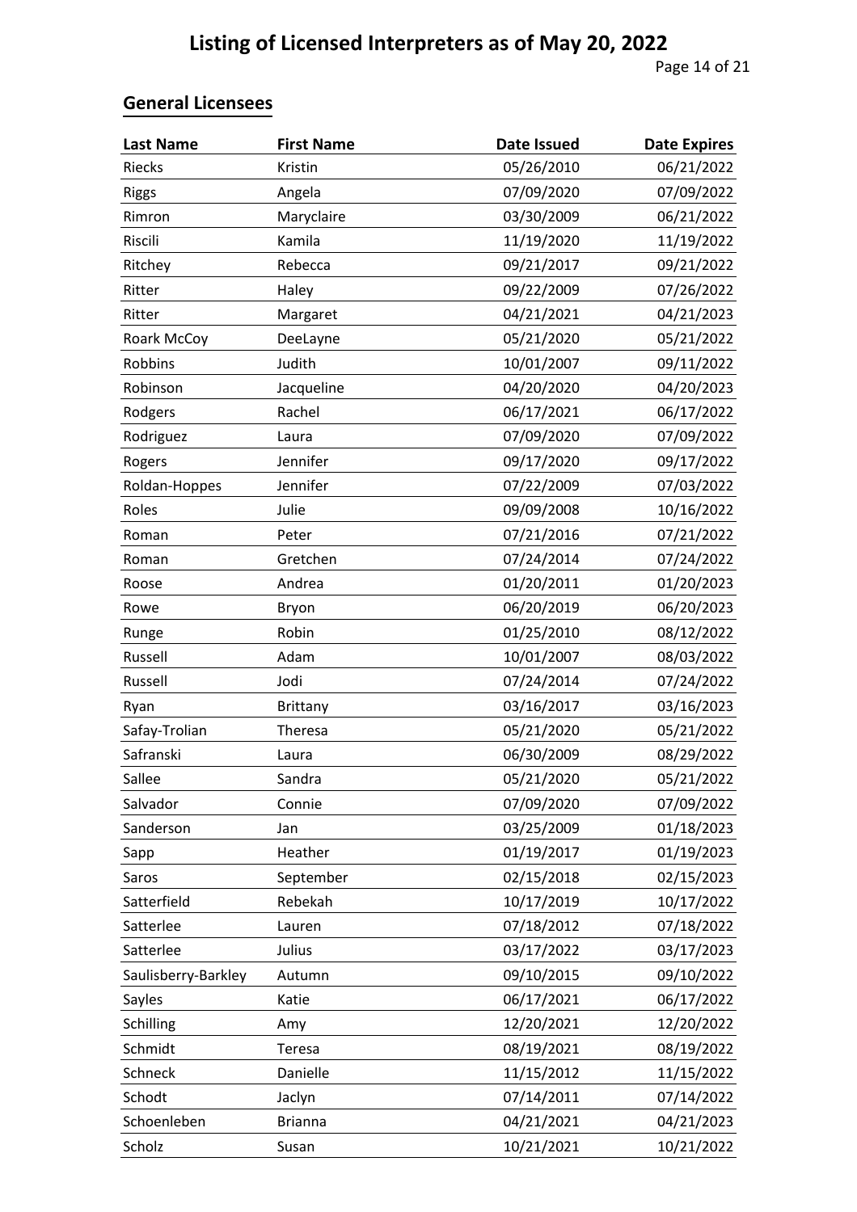# Listing of Licensed Interpreters as of May 20, 2022

## General Licensees

| Last Name | First Name | Date Issued | Date Expires |
|---|---|---|---|
| Riecks | Kristin | 05/26/2010 | 06/21/2022 |
| Riggs | Angela | 07/09/2020 | 07/09/2022 |
| Rimron | Maryclaire | 03/30/2009 | 06/21/2022 |
| Riscili | Kamila | 11/19/2020 | 11/19/2022 |
| Ritchey | Rebecca | 09/21/2017 | 09/21/2022 |
| Ritter | Haley | 09/22/2009 | 07/26/2022 |
| Ritter | Margaret | 04/21/2021 | 04/21/2023 |
| Roark McCoy | DeeLayne | 05/21/2020 | 05/21/2022 |
| Robbins | Judith | 10/01/2007 | 09/11/2022 |
| Robinson | Jacqueline | 04/20/2020 | 04/20/2023 |
| Rodgers | Rachel | 06/17/2021 | 06/17/2022 |
| Rodriguez | Laura | 07/09/2020 | 07/09/2022 |
| Rogers | Jennifer | 09/17/2020 | 09/17/2022 |
| Roldan-Hoppes | Jennifer | 07/22/2009 | 07/03/2022 |
| Roles | Julie | 09/09/2008 | 10/16/2022 |
| Roman | Peter | 07/21/2016 | 07/21/2022 |
| Roman | Gretchen | 07/24/2014 | 07/24/2022 |
| Roose | Andrea | 01/20/2011 | 01/20/2023 |
| Rowe | Bryon | 06/20/2019 | 06/20/2023 |
| Runge | Robin | 01/25/2010 | 08/12/2022 |
| Russell | Adam | 10/01/2007 | 08/03/2022 |
| Russell | Jodi | 07/24/2014 | 07/24/2022 |
| Ryan | Brittany | 03/16/2017 | 03/16/2023 |
| Safay-Trolian | Theresa | 05/21/2020 | 05/21/2022 |
| Safranski | Laura | 06/30/2009 | 08/29/2022 |
| Sallee | Sandra | 05/21/2020 | 05/21/2022 |
| Salvador | Connie | 07/09/2020 | 07/09/2022 |
| Sanderson | Jan | 03/25/2009 | 01/18/2023 |
| Sapp | Heather | 01/19/2017 | 01/19/2023 |
| Saros | September | 02/15/2018 | 02/15/2023 |
| Satterfield | Rebekah | 10/17/2019 | 10/17/2022 |
| Satterlee | Lauren | 07/18/2012 | 07/18/2022 |
| Satterlee | Julius | 03/17/2022 | 03/17/2023 |
| Saulisberry-Barkley | Autumn | 09/10/2015 | 09/10/2022 |
| Sayles | Katie | 06/17/2021 | 06/17/2022 |
| Schilling | Amy | 12/20/2021 | 12/20/2022 |
| Schmidt | Teresa | 08/19/2021 | 08/19/2022 |
| Schneck | Danielle | 11/15/2012 | 11/15/2022 |
| Schodt | Jaclyn | 07/14/2011 | 07/14/2022 |
| Schoenleben | Brianna | 04/21/2021 | 04/21/2023 |
| Scholz | Susan | 10/21/2021 | 10/21/2022 |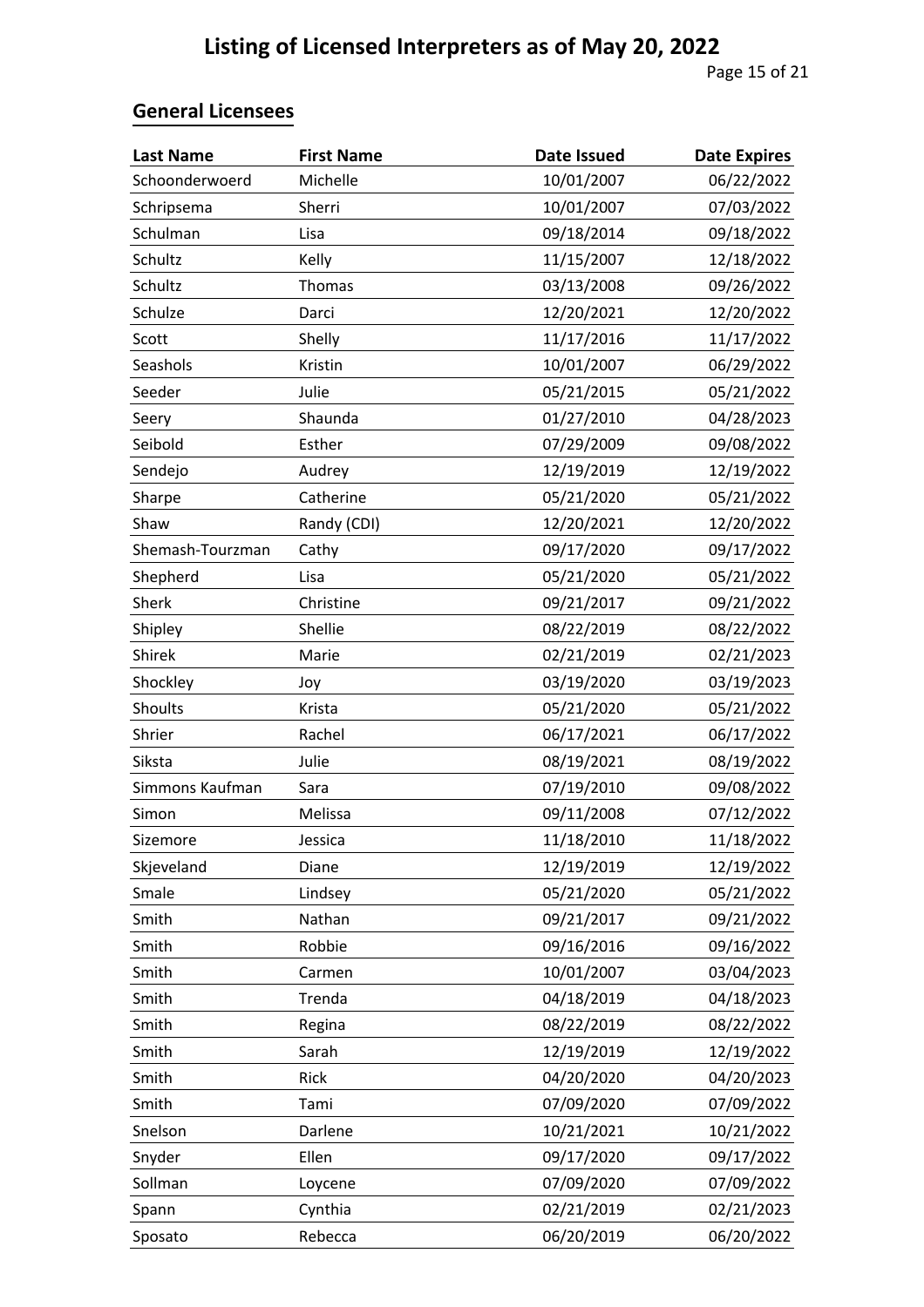# Listing of Licensed Interpreters as of May 20, 2022

## General Licensees

| Last Name | First Name | Date Issued | Date Expires |
| --- | --- | --- | --- |
| Schoonderwoerd | Michelle | 10/01/2007 | 06/22/2022 |
| Schripsema | Sherri | 10/01/2007 | 07/03/2022 |
| Schulman | Lisa | 09/18/2014 | 09/18/2022 |
| Schultz | Kelly | 11/15/2007 | 12/18/2022 |
| Schultz | Thomas | 03/13/2008 | 09/26/2022 |
| Schulze | Darci | 12/20/2021 | 12/20/2022 |
| Scott | Shelly | 11/17/2016 | 11/17/2022 |
| Seashols | Kristin | 10/01/2007 | 06/29/2022 |
| Seeder | Julie | 05/21/2015 | 05/21/2022 |
| Seery | Shaunda | 01/27/2010 | 04/28/2023 |
| Seibold | Esther | 07/29/2009 | 09/08/2022 |
| Sendejo | Audrey | 12/19/2019 | 12/19/2022 |
| Sharpe | Catherine | 05/21/2020 | 05/21/2022 |
| Shaw | Randy (CDI) | 12/20/2021 | 12/20/2022 |
| Shemash-Tourzman | Cathy | 09/17/2020 | 09/17/2022 |
| Shepherd | Lisa | 05/21/2020 | 05/21/2022 |
| Sherk | Christine | 09/21/2017 | 09/21/2022 |
| Shipley | Shellie | 08/22/2019 | 08/22/2022 |
| Shirek | Marie | 02/21/2019 | 02/21/2023 |
| Shockley | Joy | 03/19/2020 | 03/19/2023 |
| Shoults | Krista | 05/21/2020 | 05/21/2022 |
| Shrier | Rachel | 06/17/2021 | 06/17/2022 |
| Siksta | Julie | 08/19/2021 | 08/19/2022 |
| Simmons Kaufman | Sara | 07/19/2010 | 09/08/2022 |
| Simon | Melissa | 09/11/2008 | 07/12/2022 |
| Sizemore | Jessica | 11/18/2010 | 11/18/2022 |
| Skjeveland | Diane | 12/19/2019 | 12/19/2022 |
| Smale | Lindsey | 05/21/2020 | 05/21/2022 |
| Smith | Nathan | 09/21/2017 | 09/21/2022 |
| Smith | Robbie | 09/16/2016 | 09/16/2022 |
| Smith | Carmen | 10/01/2007 | 03/04/2023 |
| Smith | Trenda | 04/18/2019 | 04/18/2023 |
| Smith | Regina | 08/22/2019 | 08/22/2022 |
| Smith | Sarah | 12/19/2019 | 12/19/2022 |
| Smith | Rick | 04/20/2020 | 04/20/2023 |
| Smith | Tami | 07/09/2020 | 07/09/2022 |
| Snelson | Darlene | 10/21/2021 | 10/21/2022 |
| Snyder | Ellen | 09/17/2020 | 09/17/2022 |
| Sollman | Loycene | 07/09/2020 | 07/09/2022 |
| Spann | Cynthia | 02/21/2019 | 02/21/2023 |
| Sposato | Rebecca | 06/20/2019 | 06/20/2022 |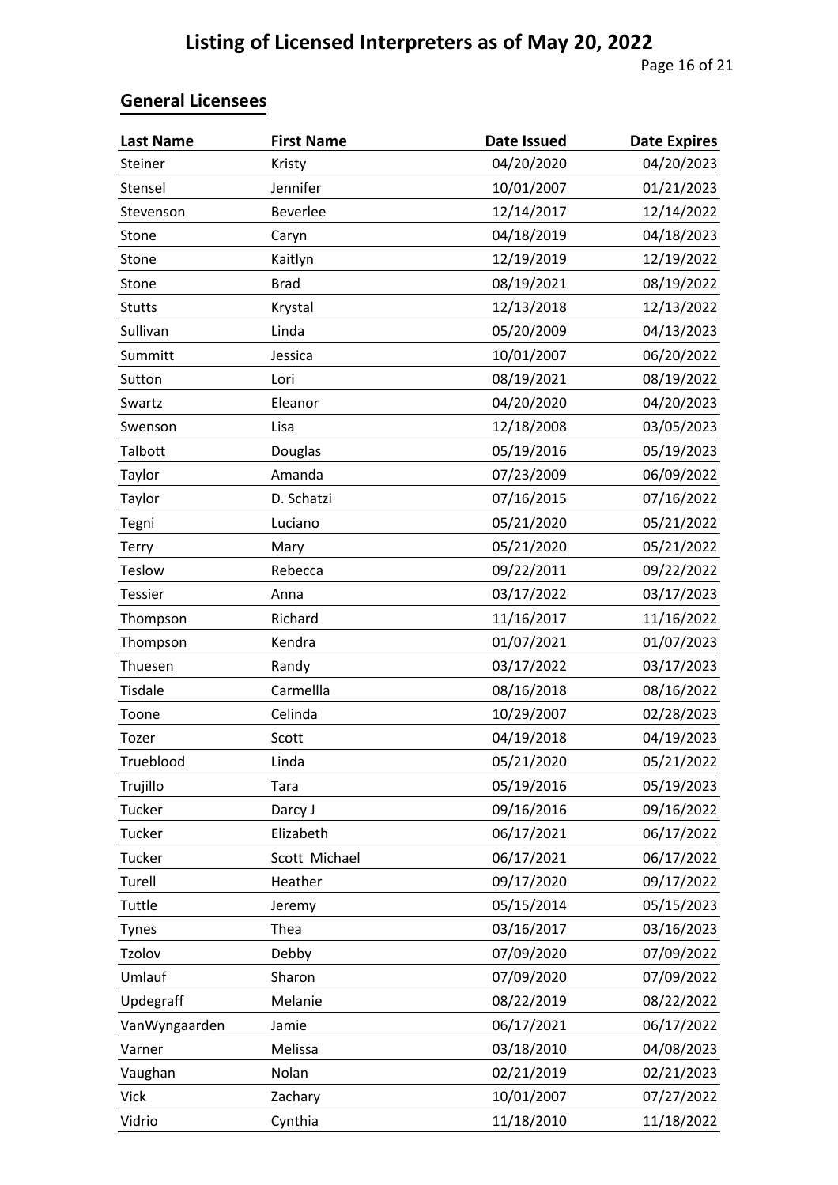# Listing of Licensed Interpreters as of May 20, 2022

## General Licensees

| Last Name | First Name | Date Issued | Date Expires |
|---|---|---|---|
| Steiner | Kristy | 04/20/2020 | 04/20/2023 |
| Stensel | Jennifer | 10/01/2007 | 01/21/2023 |
| Stevenson | Beverlee | 12/14/2017 | 12/14/2022 |
| Stone | Caryn | 04/18/2019 | 04/18/2023 |
| Stone | Kaitlyn | 12/19/2019 | 12/19/2022 |
| Stone | Brad | 08/19/2021 | 08/19/2022 |
| Stutts | Krystal | 12/13/2018 | 12/13/2022 |
| Sullivan | Linda | 05/20/2009 | 04/13/2023 |
| Summitt | Jessica | 10/01/2007 | 06/20/2022 |
| Sutton | Lori | 08/19/2021 | 08/19/2022 |
| Swartz | Eleanor | 04/20/2020 | 04/20/2023 |
| Swenson | Lisa | 12/18/2008 | 03/05/2023 |
| Talbott | Douglas | 05/19/2016 | 05/19/2023 |
| Taylor | Amanda | 07/23/2009 | 06/09/2022 |
| Taylor | D. Schatzi | 07/16/2015 | 07/16/2022 |
| Tegni | Luciano | 05/21/2020 | 05/21/2022 |
| Terry | Mary | 05/21/2020 | 05/21/2022 |
| Teslow | Rebecca | 09/22/2011 | 09/22/2022 |
| Tessier | Anna | 03/17/2022 | 03/17/2023 |
| Thompson | Richard | 11/16/2017 | 11/16/2022 |
| Thompson | Kendra | 01/07/2021 | 01/07/2023 |
| Thuesen | Randy | 03/17/2022 | 03/17/2023 |
| Tisdale | Carmellla | 08/16/2018 | 08/16/2022 |
| Toone | Celinda | 10/29/2007 | 02/28/2023 |
| Tozer | Scott | 04/19/2018 | 04/19/2023 |
| Trueblood | Linda | 05/21/2020 | 05/21/2022 |
| Trujillo | Tara | 05/19/2016 | 05/19/2023 |
| Tucker | Darcy J | 09/16/2016 | 09/16/2022 |
| Tucker | Elizabeth | 06/17/2021 | 06/17/2022 |
| Tucker | Scott Michael | 06/17/2021 | 06/17/2022 |
| Turell | Heather | 09/17/2020 | 09/17/2022 |
| Tuttle | Jeremy | 05/15/2014 | 05/15/2023 |
| Tynes | Thea | 03/16/2017 | 03/16/2023 |
| Tzolov | Debby | 07/09/2020 | 07/09/2022 |
| Umlauf | Sharon | 07/09/2020 | 07/09/2022 |
| Updegraff | Melanie | 08/22/2019 | 08/22/2022 |
| VanWyngaarden | Jamie | 06/17/2021 | 06/17/2022 |
| Varner | Melissa | 03/18/2010 | 04/08/2023 |
| Vaughan | Nolan | 02/21/2019 | 02/21/2023 |
| Vick | Zachary | 10/01/2007 | 07/27/2022 |
| Vidrio | Cynthia | 11/18/2010 | 11/18/2022 |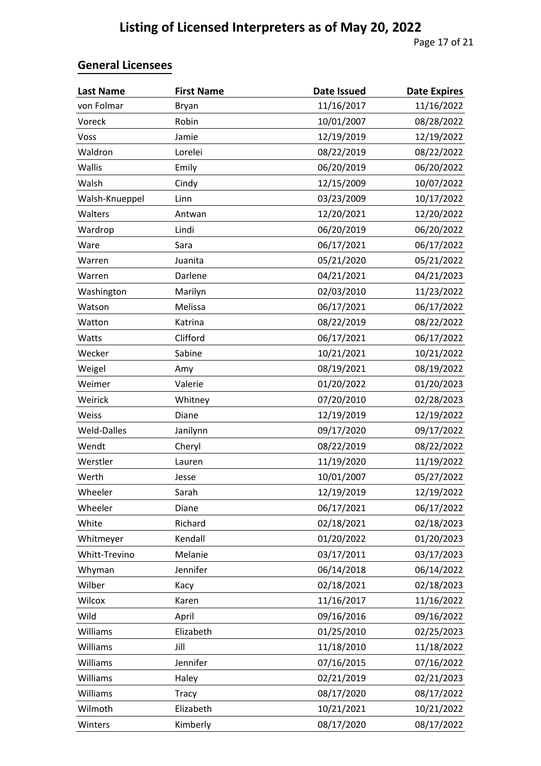# Listing of Licensed Interpreters as of May 20, 2022

## General Licensees

| Last Name | First Name | Date Issued | Date Expires |
|---|---|---|---|
| von Folmar | Bryan | 11/16/2017 | 11/16/2022 |
| Voreck | Robin | 10/01/2007 | 08/28/2022 |
| Voss | Jamie | 12/19/2019 | 12/19/2022 |
| Waldron | Lorelei | 08/22/2019 | 08/22/2022 |
| Wallis | Emily | 06/20/2019 | 06/20/2022 |
| Walsh | Cindy | 12/15/2009 | 10/07/2022 |
| Walsh-Knueppel | Linn | 03/23/2009 | 10/17/2022 |
| Walters | Antwan | 12/20/2021 | 12/20/2022 |
| Wardrop | Lindi | 06/20/2019 | 06/20/2022 |
| Ware | Sara | 06/17/2021 | 06/17/2022 |
| Warren | Juanita | 05/21/2020 | 05/21/2022 |
| Warren | Darlene | 04/21/2021 | 04/21/2023 |
| Washington | Marilyn | 02/03/2010 | 11/23/2022 |
| Watson | Melissa | 06/17/2021 | 06/17/2022 |
| Watton | Katrina | 08/22/2019 | 08/22/2022 |
| Watts | Clifford | 06/17/2021 | 06/17/2022 |
| Wecker | Sabine | 10/21/2021 | 10/21/2022 |
| Weigel | Amy | 08/19/2021 | 08/19/2022 |
| Weimer | Valerie | 01/20/2022 | 01/20/2023 |
| Weirick | Whitney | 07/20/2010 | 02/28/2023 |
| Weiss | Diane | 12/19/2019 | 12/19/2022 |
| Weld-Dalles | Janilynn | 09/17/2020 | 09/17/2022 |
| Wendt | Cheryl | 08/22/2019 | 08/22/2022 |
| Werstler | Lauren | 11/19/2020 | 11/19/2022 |
| Werth | Jesse | 10/01/2007 | 05/27/2022 |
| Wheeler | Sarah | 12/19/2019 | 12/19/2022 |
| Wheeler | Diane | 06/17/2021 | 06/17/2022 |
| White | Richard | 02/18/2021 | 02/18/2023 |
| Whitmeyer | Kendall | 01/20/2022 | 01/20/2023 |
| Whitt-Trevino | Melanie | 03/17/2011 | 03/17/2023 |
| Whyman | Jennifer | 06/14/2018 | 06/14/2022 |
| Wilber | Kacy | 02/18/2021 | 02/18/2023 |
| Wilcox | Karen | 11/16/2017 | 11/16/2022 |
| Wild | April | 09/16/2016 | 09/16/2022 |
| Williams | Elizabeth | 01/25/2010 | 02/25/2023 |
| Williams | Jill | 11/18/2010 | 11/18/2022 |
| Williams | Jennifer | 07/16/2015 | 07/16/2022 |
| Williams | Haley | 02/21/2019 | 02/21/2023 |
| Williams | Tracy | 08/17/2020 | 08/17/2022 |
| Wilmoth | Elizabeth | 10/21/2021 | 10/21/2022 |
| Winters | Kimberly | 08/17/2020 | 08/17/2022 |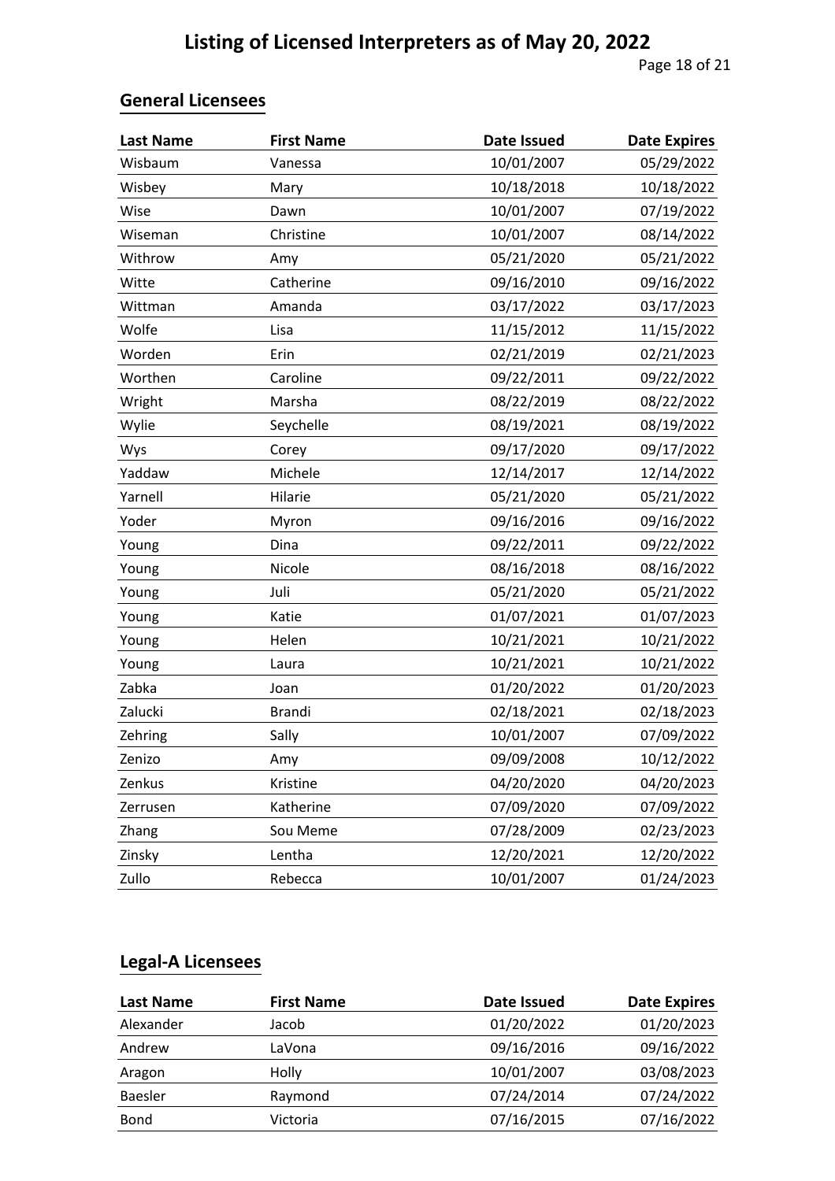# Listing of Licensed Interpreters as of May 20, 2022

## General Licensees

| Last Name | First Name | Date Issued | Date Expires |
|---|---|---|---|
| Wisbaum | Vanessa | 10/01/2007 | 05/29/2022 |
| Wisbey | Mary | 10/18/2018 | 10/18/2022 |
| Wise | Dawn | 10/01/2007 | 07/19/2022 |
| Wiseman | Christine | 10/01/2007 | 08/14/2022 |
| Withrow | Amy | 05/21/2020 | 05/21/2022 |
| Witte | Catherine | 09/16/2010 | 09/16/2022 |
| Wittman | Amanda | 03/17/2022 | 03/17/2023 |
| Wolfe | Lisa | 11/15/2012 | 11/15/2022 |
| Worden | Erin | 02/21/2019 | 02/21/2023 |
| Worthen | Caroline | 09/22/2011 | 09/22/2022 |
| Wright | Marsha | 08/22/2019 | 08/22/2022 |
| Wylie | Seychelle | 08/19/2021 | 08/19/2022 |
| Wys | Corey | 09/17/2020 | 09/17/2022 |
| Yaddaw | Michele | 12/14/2017 | 12/14/2022 |
| Yarnell | Hilarie | 05/21/2020 | 05/21/2022 |
| Yoder | Myron | 09/16/2016 | 09/16/2022 |
| Young | Dina | 09/22/2011 | 09/22/2022 |
| Young | Nicole | 08/16/2018 | 08/16/2022 |
| Young | Juli | 05/21/2020 | 05/21/2022 |
| Young | Katie | 01/07/2021 | 01/07/2023 |
| Young | Helen | 10/21/2021 | 10/21/2022 |
| Young | Laura | 10/21/2021 | 10/21/2022 |
| Zabka | Joan | 01/20/2022 | 01/20/2023 |
| Zalucki | Brandi | 02/18/2021 | 02/18/2023 |
| Zehring | Sally | 10/01/2007 | 07/09/2022 |
| Zenizo | Amy | 09/09/2008 | 10/12/2022 |
| Zenkus | Kristine | 04/20/2020 | 04/20/2023 |
| Zerrusen | Katherine | 07/09/2020 | 07/09/2022 |
| Zhang | Sou Meme | 07/28/2009 | 02/23/2023 |
| Zinsky | Lentha | 12/20/2021 | 12/20/2022 |
| Zullo | Rebecca | 10/01/2007 | 01/24/2023 |

## Legal-A Licensees

| Last Name | First Name | Date Issued | Date Expires |
|---|---|---|---|
| Alexander | Jacob | 01/20/2022 | 01/20/2023 |
| Andrew | LaVona | 09/16/2016 | 09/16/2022 |
| Aragon | Holly | 10/01/2007 | 03/08/2023 |
| Baesler | Raymond | 07/24/2014 | 07/24/2022 |
| Bond | Victoria | 07/16/2015 | 07/16/2022 |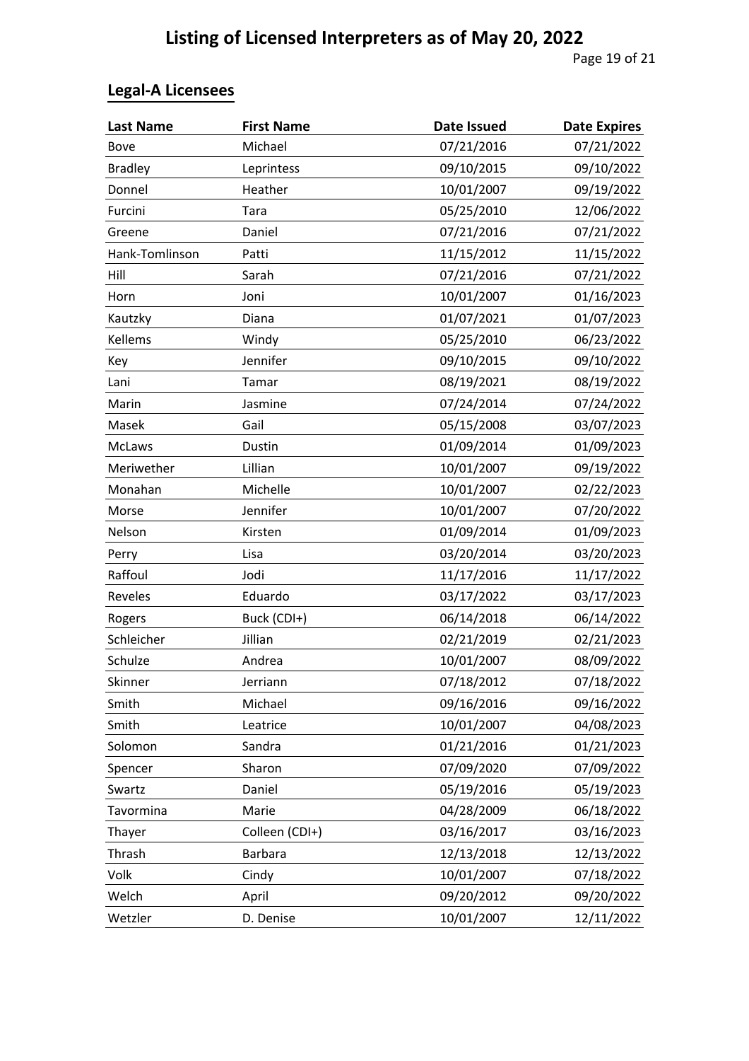# Listing of Licensed Interpreters as of May 20, 2022

## Legal-A Licensees

| Last Name | First Name | Date Issued | Date Expires |
|---|---|---|---|
| Bove | Michael | 07/21/2016 | 07/21/2022 |
| Bradley | Leprintess | 09/10/2015 | 09/10/2022 |
| Donnel | Heather | 10/01/2007 | 09/19/2022 |
| Furcini | Tara | 05/25/2010 | 12/06/2022 |
| Greene | Daniel | 07/21/2016 | 07/21/2022 |
| Hank-Tomlinson | Patti | 11/15/2012 | 11/15/2022 |
| Hill | Sarah | 07/21/2016 | 07/21/2022 |
| Horn | Joni | 10/01/2007 | 01/16/2023 |
| Kautzky | Diana | 01/07/2021 | 01/07/2023 |
| Kellems | Windy | 05/25/2010 | 06/23/2022 |
| Key | Jennifer | 09/10/2015 | 09/10/2022 |
| Lani | Tamar | 08/19/2021 | 08/19/2022 |
| Marin | Jasmine | 07/24/2014 | 07/24/2022 |
| Masek | Gail | 05/15/2008 | 03/07/2023 |
| McLaws | Dustin | 01/09/2014 | 01/09/2023 |
| Meriwether | Lillian | 10/01/2007 | 09/19/2022 |
| Monahan | Michelle | 10/01/2007 | 02/22/2023 |
| Morse | Jennifer | 10/01/2007 | 07/20/2022 |
| Nelson | Kirsten | 01/09/2014 | 01/09/2023 |
| Perry | Lisa | 03/20/2014 | 03/20/2023 |
| Raffoul | Jodi | 11/17/2016 | 11/17/2022 |
| Reveles | Eduardo | 03/17/2022 | 03/17/2023 |
| Rogers | Buck (CDI+) | 06/14/2018 | 06/14/2022 |
| Schleicher | Jillian | 02/21/2019 | 02/21/2023 |
| Schulze | Andrea | 10/01/2007 | 08/09/2022 |
| Skinner | Jerriann | 07/18/2012 | 07/18/2022 |
| Smith | Michael | 09/16/2016 | 09/16/2022 |
| Smith | Leatrice | 10/01/2007 | 04/08/2023 |
| Solomon | Sandra | 01/21/2016 | 01/21/2023 |
| Spencer | Sharon | 07/09/2020 | 07/09/2022 |
| Swartz | Daniel | 05/19/2016 | 05/19/2023 |
| Tavormina | Marie | 04/28/2009 | 06/18/2022 |
| Thayer | Colleen (CDI+) | 03/16/2017 | 03/16/2023 |
| Thrash | Barbara | 12/13/2018 | 12/13/2022 |
| Volk | Cindy | 10/01/2007 | 07/18/2022 |
| Welch | April | 09/20/2012 | 09/20/2022 |
| Wetzler | D. Denise | 10/01/2007 | 12/11/2022 |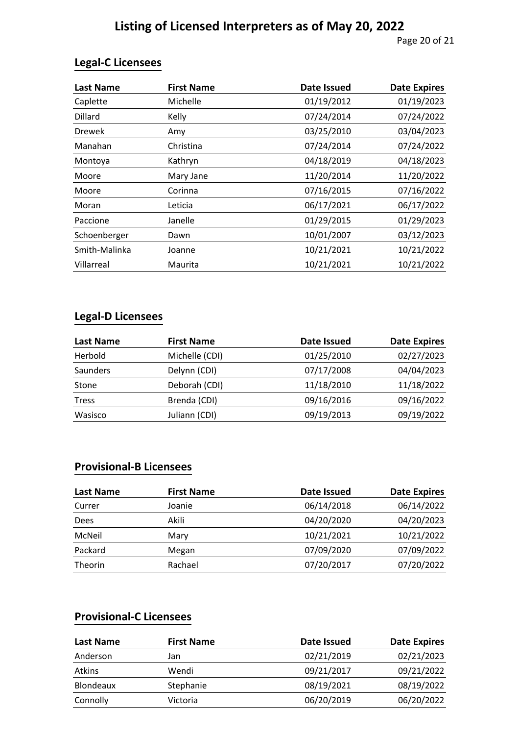# Listing of Licensed Interpreters as of May 20, 2022

## Legal-C Licensees

| Last Name | First Name | Date Issued | Date Expires |
|---|---|---|---|
| Caplette | Michelle | 01/19/2012 | 01/19/2023 |
| Dillard | Kelly | 07/24/2014 | 07/24/2022 |
| Drewek | Amy | 03/25/2010 | 03/04/2023 |
| Manahan | Christina | 07/24/2014 | 07/24/2022 |
| Montoya | Kathryn | 04/18/2019 | 04/18/2023 |
| Moore | Mary Jane | 11/20/2014 | 11/20/2022 |
| Moore | Corinna | 07/16/2015 | 07/16/2022 |
| Moran | Leticia | 06/17/2021 | 06/17/2022 |
| Paccione | Janelle | 01/29/2015 | 01/29/2023 |
| Schoenberger | Dawn | 10/01/2007 | 03/12/2023 |
| Smith-Malinka | Joanne | 10/21/2021 | 10/21/2022 |
| Villarreal | Maurita | 10/21/2021 | 10/21/2022 |

## Legal-D Licensees

| Last Name | First Name | Date Issued | Date Expires |
|---|---|---|---|
| Herbold | Michelle (CDI) | 01/25/2010 | 02/27/2023 |
| Saunders | Delynn (CDI) | 07/17/2008 | 04/04/2023 |
| Stone | Deborah (CDI) | 11/18/2010 | 11/18/2022 |
| Tress | Brenda (CDI) | 09/16/2016 | 09/16/2022 |
| Wasisco | Juliann (CDI) | 09/19/2013 | 09/19/2022 |

## Provisional-B Licensees

| Last Name | First Name | Date Issued | Date Expires |
|---|---|---|---|
| Currer | Joanie | 06/14/2018 | 06/14/2022 |
| Dees | Akili | 04/20/2020 | 04/20/2023 |
| McNeil | Mary | 10/21/2021 | 10/21/2022 |
| Packard | Megan | 07/09/2020 | 07/09/2022 |
| Theorin | Rachael | 07/20/2017 | 07/20/2022 |

## Provisional-C Licensees

| Last Name | First Name | Date Issued | Date Expires |
|---|---|---|---|
| Anderson | Jan | 02/21/2019 | 02/21/2023 |
| Atkins | Wendi | 09/21/2017 | 09/21/2022 |
| Blondeaux | Stephanie | 08/19/2021 | 08/19/2022 |
| Connolly | Victoria | 06/20/2019 | 06/20/2022 |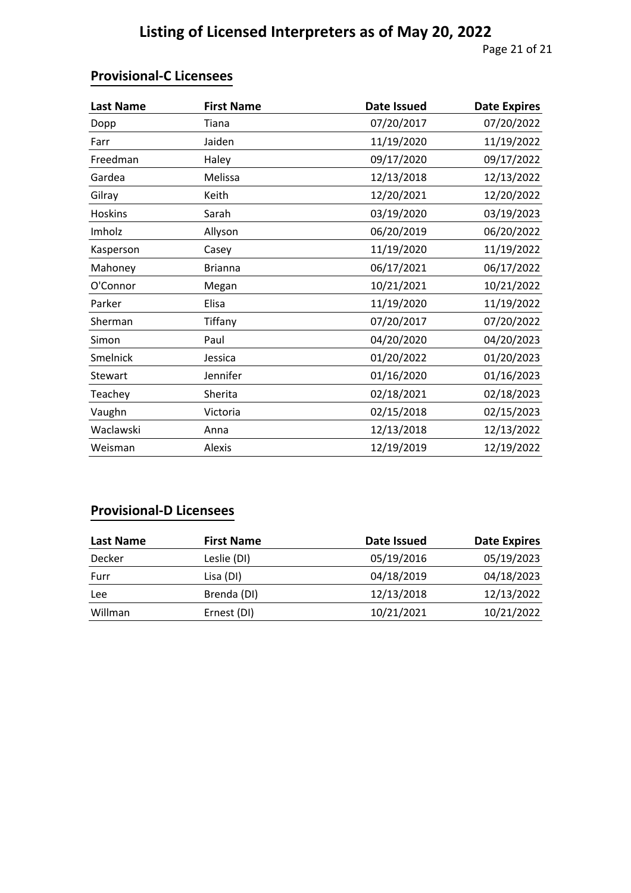## Provisional-C Licensees

| Last Name | First Name | Date Issued | Date Expires |
|---|---|---|---|
| Dopp | Tiana | 07/20/2017 | 07/20/2022 |
| Farr | Jaiden | 11/19/2020 | 11/19/2022 |
| Freedman | Haley | 09/17/2020 | 09/17/2022 |
| Gardea | Melissa | 12/13/2018 | 12/13/2022 |
| Gilray | Keith | 12/20/2021 | 12/20/2022 |
| Hoskins | Sarah | 03/19/2020 | 03/19/2023 |
| Imholz | Allyson | 06/20/2019 | 06/20/2022 |
| Kasperson | Casey | 11/19/2020 | 11/19/2022 |
| Mahoney | Brianna | 06/17/2021 | 06/17/2022 |
| O'Connor | Megan | 10/21/2021 | 10/21/2022 |
| Parker | Elisa | 11/19/2020 | 11/19/2022 |
| Sherman | Tiffany | 07/20/2017 | 07/20/2022 |
| Simon | Paul | 04/20/2020 | 04/20/2023 |
| Smelnick | Jessica | 01/20/2022 | 01/20/2023 |
| Stewart | Jennifer | 01/16/2020 | 01/16/2023 |
| Teachey | Sherita | 02/18/2021 | 02/18/2023 |
| Vaughn | Victoria | 02/15/2018 | 02/15/2023 |
| Waclawski | Anna | 12/13/2018 | 12/13/2022 |
| Weisman | Alexis | 12/19/2019 | 12/19/2022 |

## Provisional-D Licensees

| Last Name | First Name | Date Issued | Date Expires |
|---|---|---|---|
| Decker | Leslie (DI) | 05/19/2016 | 05/19/2023 |
| Furr | Lisa (DI) | 04/18/2019 | 04/18/2023 |
| Lee | Brenda (DI) | 12/13/2018 | 12/13/2022 |
| Willman | Ernest (DI) | 10/21/2021 | 10/21/2022 |